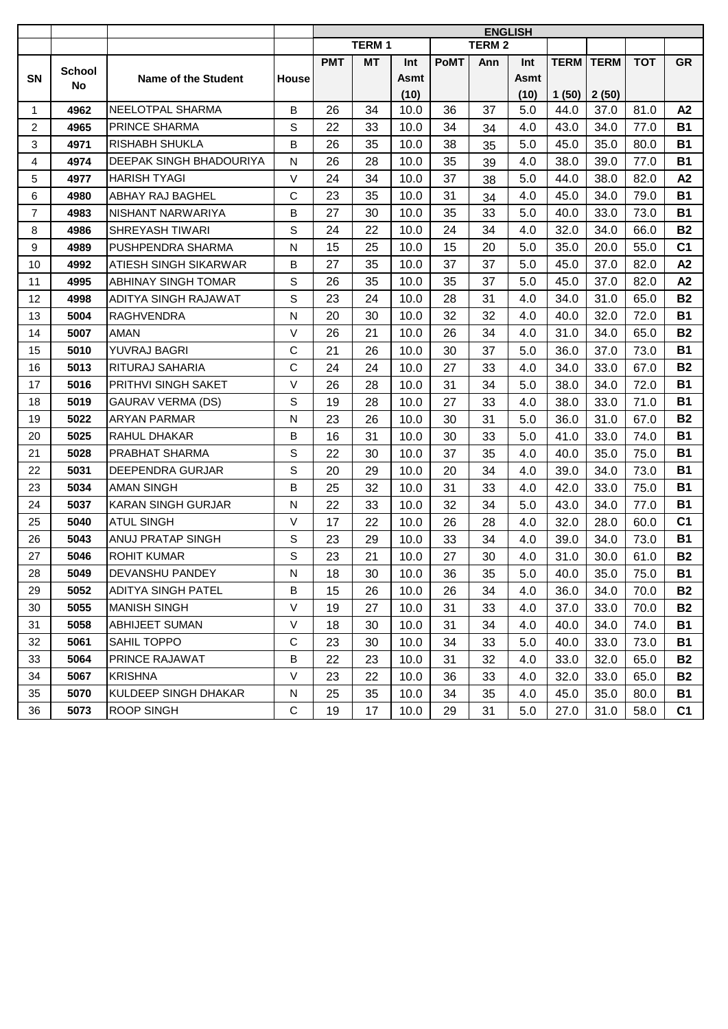| | | | | ENGLISH | | | | | | | | | |
|---|---|---|---|---|---|---|---|---|---|---|---|---|---|
| | | | | TERM 1 | | | TERM 2 | | | | | | |
| SN | School No | Name of the Student | House | PMT | MT | Int Asmt (10) | PoMT | Ann | Int Asmt (10) | TERM 1 (50) | TERM 2 (50) | TOT | GR |
| 1 | 4962 | NEELOTPAL SHARMA | B | 26 | 34 | 10.0 | 36 | 37 | 5.0 | 44.0 | 37.0 | 81.0 | A2 |
| 2 | 4965 | PRINCE SHARMA | S | 22 | 33 | 10.0 | 34 | 34 | 4.0 | 43.0 | 34.0 | 77.0 | B1 |
| 3 | 4971 | RISHABH SHUKLA | B | 26 | 35 | 10.0 | 38 | 35 | 5.0 | 45.0 | 35.0 | 80.0 | B1 |
| 4 | 4974 | DEEPAK SINGH BHADOURIYA | N | 26 | 28 | 10.0 | 35 | 39 | 4.0 | 38.0 | 39.0 | 77.0 | B1 |
| 5 | 4977 | HARISH TYAGI | V | 24 | 34 | 10.0 | 37 | 38 | 5.0 | 44.0 | 38.0 | 82.0 | A2 |
| 6 | 4980 | ABHAY RAJ BAGHEL | C | 23 | 35 | 10.0 | 31 | 34 | 4.0 | 45.0 | 34.0 | 79.0 | B1 |
| 7 | 4983 | NISHANT NARWARIYA | B | 27 | 30 | 10.0 | 35 | 33 | 5.0 | 40.0 | 33.0 | 73.0 | B1 |
| 8 | 4986 | SHREYASH TIWARI | S | 24 | 22 | 10.0 | 24 | 34 | 4.0 | 32.0 | 34.0 | 66.0 | B2 |
| 9 | 4989 | PUSHPENDRA SHARMA | N | 15 | 25 | 10.0 | 15 | 20 | 5.0 | 35.0 | 20.0 | 55.0 | C1 |
| 10 | 4992 | ATIESH SINGH SIKARWAR | B | 27 | 35 | 10.0 | 37 | 37 | 5.0 | 45.0 | 37.0 | 82.0 | A2 |
| 11 | 4995 | ABHINAY SINGH TOMAR | S | 26 | 35 | 10.0 | 35 | 37 | 5.0 | 45.0 | 37.0 | 82.0 | A2 |
| 12 | 4998 | ADITYA SINGH RAJAWAT | S | 23 | 24 | 10.0 | 28 | 31 | 4.0 | 34.0 | 31.0 | 65.0 | B2 |
| 13 | 5004 | RAGHVENDRA | N | 20 | 30 | 10.0 | 32 | 32 | 4.0 | 40.0 | 32.0 | 72.0 | B1 |
| 14 | 5007 | AMAN | V | 26 | 21 | 10.0 | 26 | 34 | 4.0 | 31.0 | 34.0 | 65.0 | B2 |
| 15 | 5010 | YUVRAJ BAGRI | C | 21 | 26 | 10.0 | 30 | 37 | 5.0 | 36.0 | 37.0 | 73.0 | B1 |
| 16 | 5013 | RITURAJ SAHARIA | C | 24 | 24 | 10.0 | 27 | 33 | 4.0 | 34.0 | 33.0 | 67.0 | B2 |
| 17 | 5016 | PRITHVI SINGH SAKET | V | 26 | 28 | 10.0 | 31 | 34 | 5.0 | 38.0 | 34.0 | 72.0 | B1 |
| 18 | 5019 | GAURAV VERMA (DS) | S | 19 | 28 | 10.0 | 27 | 33 | 4.0 | 38.0 | 33.0 | 71.0 | B1 |
| 19 | 5022 | ARYAN PARMAR | N | 23 | 26 | 10.0 | 30 | 31 | 5.0 | 36.0 | 31.0 | 67.0 | B2 |
| 20 | 5025 | RAHUL DHAKAR | B | 16 | 31 | 10.0 | 30 | 33 | 5.0 | 41.0 | 33.0 | 74.0 | B1 |
| 21 | 5028 | PRABHAT SHARMA | S | 22 | 30 | 10.0 | 37 | 35 | 4.0 | 40.0 | 35.0 | 75.0 | B1 |
| 22 | 5031 | DEEPENDRA GURJAR | S | 20 | 29 | 10.0 | 20 | 34 | 4.0 | 39.0 | 34.0 | 73.0 | B1 |
| 23 | 5034 | AMAN SINGH | B | 25 | 32 | 10.0 | 31 | 33 | 4.0 | 42.0 | 33.0 | 75.0 | B1 |
| 24 | 5037 | KARAN SINGH GURJAR | N | 22 | 33 | 10.0 | 32 | 34 | 5.0 | 43.0 | 34.0 | 77.0 | B1 |
| 25 | 5040 | ATUL SINGH | V | 17 | 22 | 10.0 | 26 | 28 | 4.0 | 32.0 | 28.0 | 60.0 | C1 |
| 26 | 5043 | ANUJ PRATAP SINGH | S | 23 | 29 | 10.0 | 33 | 34 | 4.0 | 39.0 | 34.0 | 73.0 | B1 |
| 27 | 5046 | ROHIT KUMAR | S | 23 | 21 | 10.0 | 27 | 30 | 4.0 | 31.0 | 30.0 | 61.0 | B2 |
| 28 | 5049 | DEVANSHU PANDEY | N | 18 | 30 | 10.0 | 36 | 35 | 5.0 | 40.0 | 35.0 | 75.0 | B1 |
| 29 | 5052 | ADITYA SINGH PATEL | B | 15 | 26 | 10.0 | 26 | 34 | 4.0 | 36.0 | 34.0 | 70.0 | B2 |
| 30 | 5055 | MANISH SINGH | V | 19 | 27 | 10.0 | 31 | 33 | 4.0 | 37.0 | 33.0 | 70.0 | B2 |
| 31 | 5058 | ABHIJEET SUMAN | V | 18 | 30 | 10.0 | 31 | 34 | 4.0 | 40.0 | 34.0 | 74.0 | B1 |
| 32 | 5061 | SAHIL TOPPO | C | 23 | 30 | 10.0 | 34 | 33 | 5.0 | 40.0 | 33.0 | 73.0 | B1 |
| 33 | 5064 | PRINCE RAJAWAT | B | 22 | 23 | 10.0 | 31 | 32 | 4.0 | 33.0 | 32.0 | 65.0 | B2 |
| 34 | 5067 | KRISHNA | V | 23 | 22 | 10.0 | 36 | 33 | 4.0 | 32.0 | 33.0 | 65.0 | B2 |
| 35 | 5070 | KULDEEP SINGH DHAKAR | N | 25 | 35 | 10.0 | 34 | 35 | 4.0 | 45.0 | 35.0 | 80.0 | B1 |
| 36 | 5073 | ROOP SINGH | C | 19 | 17 | 10.0 | 29 | 31 | 5.0 | 27.0 | 31.0 | 58.0 | C1 |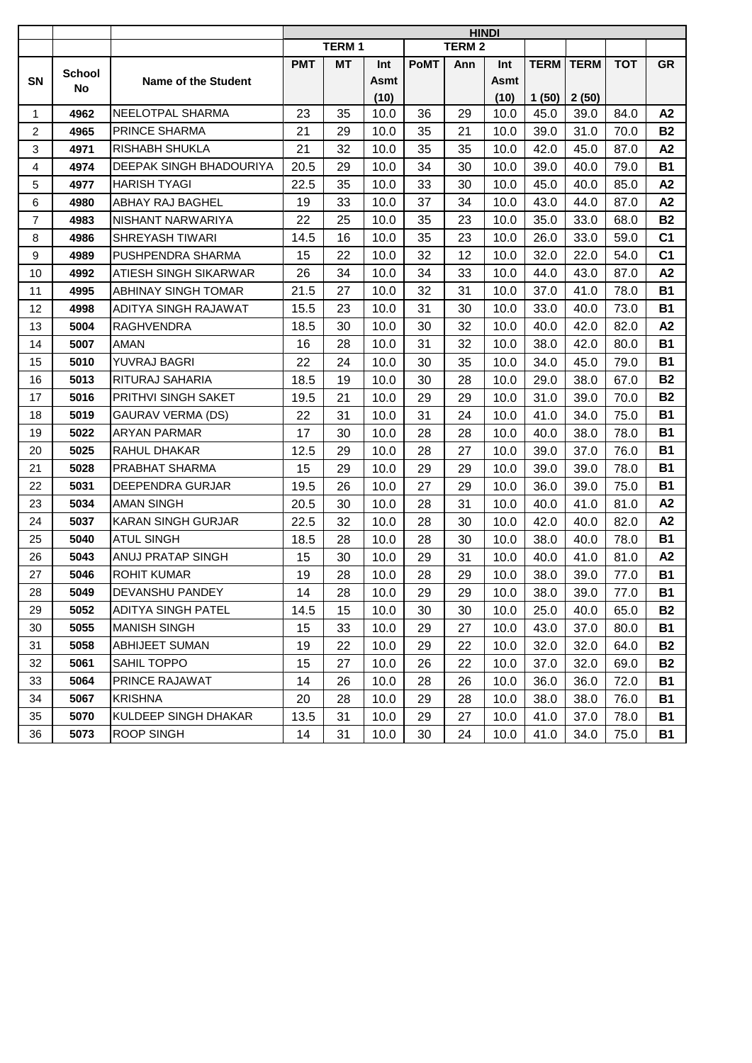| | | | HINDI | | | | | | | | | |
|---|---|---|---|---|---|---|---|---|---|---|---|---|
| | | | TERM 1 | | | TERM 2 | | | | | | |
| SN | School No | Name of the Student | PMT | MT | Int Asmt (10) | PoMT | Ann | Int Asmt (10) | TERM 1 (50) | TERM 2 (50) | TOT | GR |
| 1 | 4962 | NEELOTPAL SHARMA | 23 | 35 | 10.0 | 36 | 29 | 10.0 | 45.0 | 39.0 | 84.0 | A2 |
| 2 | 4965 | PRINCE SHARMA | 21 | 29 | 10.0 | 35 | 21 | 10.0 | 39.0 | 31.0 | 70.0 | B2 |
| 3 | 4971 | RISHABH SHUKLA | 21 | 32 | 10.0 | 35 | 35 | 10.0 | 42.0 | 45.0 | 87.0 | A2 |
| 4 | 4974 | DEEPAK SINGH BHADOURIYA | 20.5 | 29 | 10.0 | 34 | 30 | 10.0 | 39.0 | 40.0 | 79.0 | B1 |
| 5 | 4977 | HARISH TYAGI | 22.5 | 35 | 10.0 | 33 | 30 | 10.0 | 45.0 | 40.0 | 85.0 | A2 |
| 6 | 4980 | ABHAY RAJ BAGHEL | 19 | 33 | 10.0 | 37 | 34 | 10.0 | 43.0 | 44.0 | 87.0 | A2 |
| 7 | 4983 | NISHANT NARWARIYA | 22 | 25 | 10.0 | 35 | 23 | 10.0 | 35.0 | 33.0 | 68.0 | B2 |
| 8 | 4986 | SHREYASH TIWARI | 14.5 | 16 | 10.0 | 35 | 23 | 10.0 | 26.0 | 33.0 | 59.0 | C1 |
| 9 | 4989 | PUSHPENDRA SHARMA | 15 | 22 | 10.0 | 32 | 12 | 10.0 | 32.0 | 22.0 | 54.0 | C1 |
| 10 | 4992 | ATIESH SINGH SIKARWAR | 26 | 34 | 10.0 | 34 | 33 | 10.0 | 44.0 | 43.0 | 87.0 | A2 |
| 11 | 4995 | ABHINAY SINGH TOMAR | 21.5 | 27 | 10.0 | 32 | 31 | 10.0 | 37.0 | 41.0 | 78.0 | B1 |
| 12 | 4998 | ADITYA SINGH RAJAWAT | 15.5 | 23 | 10.0 | 31 | 30 | 10.0 | 33.0 | 40.0 | 73.0 | B1 |
| 13 | 5004 | RAGHVENDRA | 18.5 | 30 | 10.0 | 30 | 32 | 10.0 | 40.0 | 42.0 | 82.0 | A2 |
| 14 | 5007 | AMAN | 16 | 28 | 10.0 | 31 | 32 | 10.0 | 38.0 | 42.0 | 80.0 | B1 |
| 15 | 5010 | YUVRAJ BAGRI | 22 | 24 | 10.0 | 30 | 35 | 10.0 | 34.0 | 45.0 | 79.0 | B1 |
| 16 | 5013 | RITURAJ SAHARIA | 18.5 | 19 | 10.0 | 30 | 28 | 10.0 | 29.0 | 38.0 | 67.0 | B2 |
| 17 | 5016 | PRITHVI SINGH SAKET | 19.5 | 21 | 10.0 | 29 | 29 | 10.0 | 31.0 | 39.0 | 70.0 | B2 |
| 18 | 5019 | GAURAV VERMA (DS) | 22 | 31 | 10.0 | 31 | 24 | 10.0 | 41.0 | 34.0 | 75.0 | B1 |
| 19 | 5022 | ARYAN PARMAR | 17 | 30 | 10.0 | 28 | 28 | 10.0 | 40.0 | 38.0 | 78.0 | B1 |
| 20 | 5025 | RAHUL DHAKAR | 12.5 | 29 | 10.0 | 28 | 27 | 10.0 | 39.0 | 37.0 | 76.0 | B1 |
| 21 | 5028 | PRABHAT SHARMA | 15 | 29 | 10.0 | 29 | 29 | 10.0 | 39.0 | 39.0 | 78.0 | B1 |
| 22 | 5031 | DEEPENDRA GURJAR | 19.5 | 26 | 10.0 | 27 | 29 | 10.0 | 36.0 | 39.0 | 75.0 | B1 |
| 23 | 5034 | AMAN SINGH | 20.5 | 30 | 10.0 | 28 | 31 | 10.0 | 40.0 | 41.0 | 81.0 | A2 |
| 24 | 5037 | KARAN SINGH GURJAR | 22.5 | 32 | 10.0 | 28 | 30 | 10.0 | 42.0 | 40.0 | 82.0 | A2 |
| 25 | 5040 | ATUL SINGH | 18.5 | 28 | 10.0 | 28 | 30 | 10.0 | 38.0 | 40.0 | 78.0 | B1 |
| 26 | 5043 | ANUJ PRATAP SINGH | 15 | 30 | 10.0 | 29 | 31 | 10.0 | 40.0 | 41.0 | 81.0 | A2 |
| 27 | 5046 | ROHIT KUMAR | 19 | 28 | 10.0 | 28 | 29 | 10.0 | 38.0 | 39.0 | 77.0 | B1 |
| 28 | 5049 | DEVANSHU PANDEY | 14 | 28 | 10.0 | 29 | 29 | 10.0 | 38.0 | 39.0 | 77.0 | B1 |
| 29 | 5052 | ADITYA SINGH PATEL | 14.5 | 15 | 10.0 | 30 | 30 | 10.0 | 25.0 | 40.0 | 65.0 | B2 |
| 30 | 5055 | MANISH SINGH | 15 | 33 | 10.0 | 29 | 27 | 10.0 | 43.0 | 37.0 | 80.0 | B1 |
| 31 | 5058 | ABHIJEET SUMAN | 19 | 22 | 10.0 | 29 | 22 | 10.0 | 32.0 | 32.0 | 64.0 | B2 |
| 32 | 5061 | SAHIL TOPPO | 15 | 27 | 10.0 | 26 | 22 | 10.0 | 37.0 | 32.0 | 69.0 | B2 |
| 33 | 5064 | PRINCE RAJAWAT | 14 | 26 | 10.0 | 28 | 26 | 10.0 | 36.0 | 36.0 | 72.0 | B1 |
| 34 | 5067 | KRISHNA | 20 | 28 | 10.0 | 29 | 28 | 10.0 | 38.0 | 38.0 | 76.0 | B1 |
| 35 | 5070 | KULDEEP SINGH DHAKAR | 13.5 | 31 | 10.0 | 29 | 27 | 10.0 | 41.0 | 37.0 | 78.0 | B1 |
| 36 | 5073 | ROOP SINGH | 14 | 31 | 10.0 | 30 | 24 | 10.0 | 41.0 | 34.0 | 75.0 | B1 |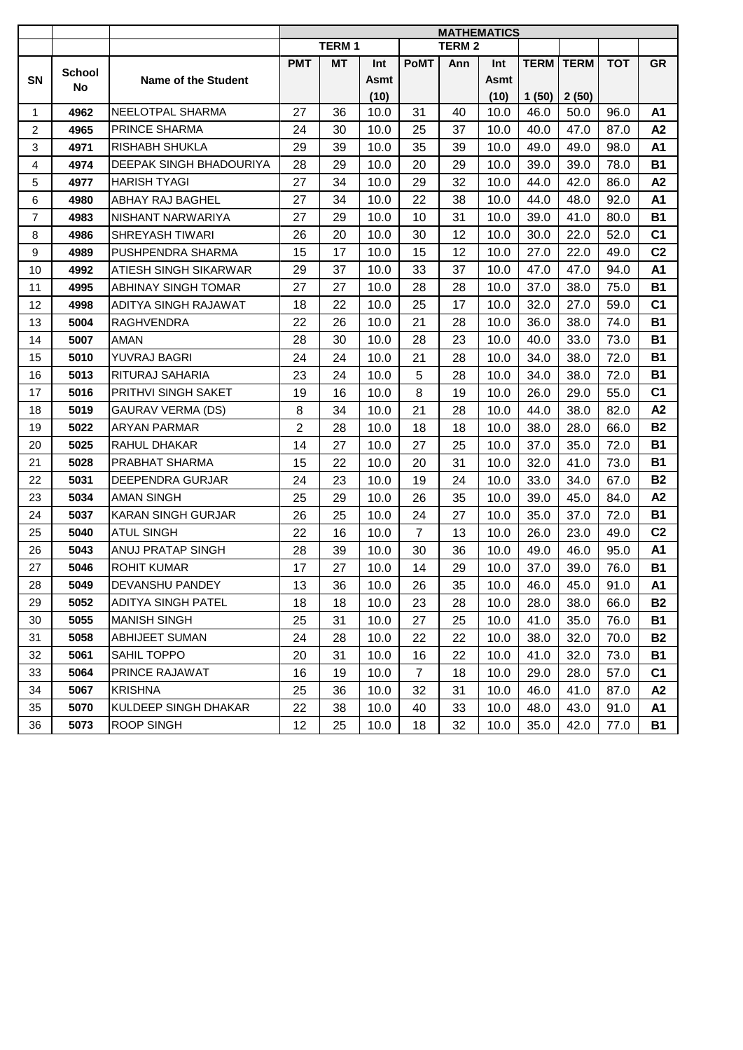| SN | School No | Name of the Student | MATHEMATICS | | | | | | | | | |
|---|---|---|---|---|---|---|---|---|---|---|---|---|
| | | | TERM 1 | | | TERM 2 | | | | | | |
| | | | PMT | MT | Int Asmt (10) | PoMT | Ann | Int Asmt (10) | TERM 1 (50) | TERM 2 (50) | TOT | GR |
| 1 | 4962 | NEELOTPAL SHARMA | 27 | 36 | 10.0 | 31 | 40 | 10.0 | 46.0 | 50.0 | 96.0 | A1 |
| 2 | 4965 | PRINCE SHARMA | 24 | 30 | 10.0 | 25 | 37 | 10.0 | 40.0 | 47.0 | 87.0 | A2 |
| 3 | 4971 | RISHABH SHUKLA | 29 | 39 | 10.0 | 35 | 39 | 10.0 | 49.0 | 49.0 | 98.0 | A1 |
| 4 | 4974 | DEEPAK SINGH BHADOURIYA | 28 | 29 | 10.0 | 20 | 29 | 10.0 | 39.0 | 39.0 | 78.0 | B1 |
| 5 | 4977 | HARISH TYAGI | 27 | 34 | 10.0 | 29 | 32 | 10.0 | 44.0 | 42.0 | 86.0 | A2 |
| 6 | 4980 | ABHAY RAJ BAGHEL | 27 | 34 | 10.0 | 22 | 38 | 10.0 | 44.0 | 48.0 | 92.0 | A1 |
| 7 | 4983 | NISHANT NARWARIYA | 27 | 29 | 10.0 | 10 | 31 | 10.0 | 39.0 | 41.0 | 80.0 | B1 |
| 8 | 4986 | SHREYASH TIWARI | 26 | 20 | 10.0 | 30 | 12 | 10.0 | 30.0 | 22.0 | 52.0 | C1 |
| 9 | 4989 | PUSHPENDRA SHARMA | 15 | 17 | 10.0 | 15 | 12 | 10.0 | 27.0 | 22.0 | 49.0 | C2 |
| 10 | 4992 | ATIESH SINGH SIKARWAR | 29 | 37 | 10.0 | 33 | 37 | 10.0 | 47.0 | 47.0 | 94.0 | A1 |
| 11 | 4995 | ABHINAY SINGH TOMAR | 27 | 27 | 10.0 | 28 | 28 | 10.0 | 37.0 | 38.0 | 75.0 | B1 |
| 12 | 4998 | ADITYA SINGH RAJAWAT | 18 | 22 | 10.0 | 25 | 17 | 10.0 | 32.0 | 27.0 | 59.0 | C1 |
| 13 | 5004 | RAGHVENDRA | 22 | 26 | 10.0 | 21 | 28 | 10.0 | 36.0 | 38.0 | 74.0 | B1 |
| 14 | 5007 | AMAN | 28 | 30 | 10.0 | 28 | 23 | 10.0 | 40.0 | 33.0 | 73.0 | B1 |
| 15 | 5010 | YUVRAJ BAGRI | 24 | 24 | 10.0 | 21 | 28 | 10.0 | 34.0 | 38.0 | 72.0 | B1 |
| 16 | 5013 | RITURAJ SAHARIA | 23 | 24 | 10.0 | 5 | 28 | 10.0 | 34.0 | 38.0 | 72.0 | B1 |
| 17 | 5016 | PRITHVI SINGH SAKET | 19 | 16 | 10.0 | 8 | 19 | 10.0 | 26.0 | 29.0 | 55.0 | C1 |
| 18 | 5019 | GAURAV VERMA (DS) | 8 | 34 | 10.0 | 21 | 28 | 10.0 | 44.0 | 38.0 | 82.0 | A2 |
| 19 | 5022 | ARYAN PARMAR | 2 | 28 | 10.0 | 18 | 18 | 10.0 | 38.0 | 28.0 | 66.0 | B2 |
| 20 | 5025 | RAHUL DHAKAR | 14 | 27 | 10.0 | 27 | 25 | 10.0 | 37.0 | 35.0 | 72.0 | B1 |
| 21 | 5028 | PRABHAT SHARMA | 15 | 22 | 10.0 | 20 | 31 | 10.0 | 32.0 | 41.0 | 73.0 | B1 |
| 22 | 5031 | DEEPENDRA GURJAR | 24 | 23 | 10.0 | 19 | 24 | 10.0 | 33.0 | 34.0 | 67.0 | B2 |
| 23 | 5034 | AMAN SINGH | 25 | 29 | 10.0 | 26 | 35 | 10.0 | 39.0 | 45.0 | 84.0 | A2 |
| 24 | 5037 | KARAN SINGH GURJAR | 26 | 25 | 10.0 | 24 | 27 | 10.0 | 35.0 | 37.0 | 72.0 | B1 |
| 25 | 5040 | ATUL SINGH | 22 | 16 | 10.0 | 7 | 13 | 10.0 | 26.0 | 23.0 | 49.0 | C2 |
| 26 | 5043 | ANUJ PRATAP SINGH | 28 | 39 | 10.0 | 30 | 36 | 10.0 | 49.0 | 46.0 | 95.0 | A1 |
| 27 | 5046 | ROHIT KUMAR | 17 | 27 | 10.0 | 14 | 29 | 10.0 | 37.0 | 39.0 | 76.0 | B1 |
| 28 | 5049 | DEVANSHU PANDEY | 13 | 36 | 10.0 | 26 | 35 | 10.0 | 46.0 | 45.0 | 91.0 | A1 |
| 29 | 5052 | ADITYA SINGH PATEL | 18 | 18 | 10.0 | 23 | 28 | 10.0 | 28.0 | 38.0 | 66.0 | B2 |
| 30 | 5055 | MANISH SINGH | 25 | 31 | 10.0 | 27 | 25 | 10.0 | 41.0 | 35.0 | 76.0 | B1 |
| 31 | 5058 | ABHIJEET SUMAN | 24 | 28 | 10.0 | 22 | 22 | 10.0 | 38.0 | 32.0 | 70.0 | B2 |
| 32 | 5061 | SAHIL TOPPO | 20 | 31 | 10.0 | 16 | 22 | 10.0 | 41.0 | 32.0 | 73.0 | B1 |
| 33 | 5064 | PRINCE RAJAWAT | 16 | 19 | 10.0 | 7 | 18 | 10.0 | 29.0 | 28.0 | 57.0 | C1 |
| 34 | 5067 | KRISHNA | 25 | 36 | 10.0 | 32 | 31 | 10.0 | 46.0 | 41.0 | 87.0 | A2 |
| 35 | 5070 | KULDEEP SINGH DHAKAR | 22 | 38 | 10.0 | 40 | 33 | 10.0 | 48.0 | 43.0 | 91.0 | A1 |
| 36 | 5073 | ROOP SINGH | 12 | 25 | 10.0 | 18 | 32 | 10.0 | 35.0 | 42.0 | 77.0 | B1 |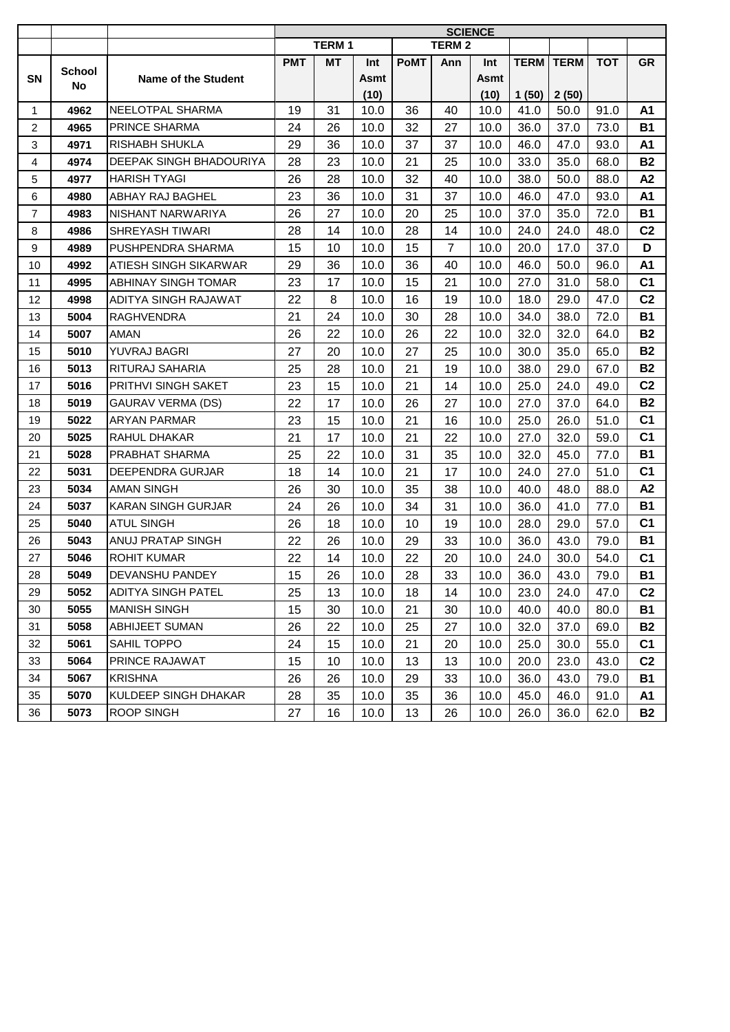| SN | School No | Name of the Student | SCIENCE | | | | | | | | | |
|---|---|---|---|---|---|---|---|---|---|---|---|---|
| | | | TERM 1 | | | TERM 2 | | | | | | |
| | | | PMT | MT | Int Asmt (10) | PoMT | Ann | Int Asmt (10) | TERM 1 (50) | TERM 2 (50) | TOT | GR |
| 1 | 4962 | NEELOTPAL SHARMA | 19 | 31 | 10.0 | 36 | 40 | 10.0 | 41.0 | 50.0 | 91.0 | A1 |
| 2 | 4965 | PRINCE SHARMA | 24 | 26 | 10.0 | 32 | 27 | 10.0 | 36.0 | 37.0 | 73.0 | B1 |
| 3 | 4971 | RISHABH SHUKLA | 29 | 36 | 10.0 | 37 | 37 | 10.0 | 46.0 | 47.0 | 93.0 | A1 |
| 4 | 4974 | DEEPAK SINGH BHADOURIYA | 28 | 23 | 10.0 | 21 | 25 | 10.0 | 33.0 | 35.0 | 68.0 | B2 |
| 5 | 4977 | HARISH TYAGI | 26 | 28 | 10.0 | 32 | 40 | 10.0 | 38.0 | 50.0 | 88.0 | A2 |
| 6 | 4980 | ABHAY RAJ BAGHEL | 23 | 36 | 10.0 | 31 | 37 | 10.0 | 46.0 | 47.0 | 93.0 | A1 |
| 7 | 4983 | NISHANT NARWARIYA | 26 | 27 | 10.0 | 20 | 25 | 10.0 | 37.0 | 35.0 | 72.0 | B1 |
| 8 | 4986 | SHREYASH TIWARI | 28 | 14 | 10.0 | 28 | 14 | 10.0 | 24.0 | 24.0 | 48.0 | C2 |
| 9 | 4989 | PUSHPENDRA SHARMA | 15 | 10 | 10.0 | 15 | 7 | 10.0 | 20.0 | 17.0 | 37.0 | D |
| 10 | 4992 | ATIESH SINGH SIKARWAR | 29 | 36 | 10.0 | 36 | 40 | 10.0 | 46.0 | 50.0 | 96.0 | A1 |
| 11 | 4995 | ABHINAY SINGH TOMAR | 23 | 17 | 10.0 | 15 | 21 | 10.0 | 27.0 | 31.0 | 58.0 | C1 |
| 12 | 4998 | ADITYA SINGH RAJAWAT | 22 | 8 | 10.0 | 16 | 19 | 10.0 | 18.0 | 29.0 | 47.0 | C2 |
| 13 | 5004 | RAGHVENDRA | 21 | 24 | 10.0 | 30 | 28 | 10.0 | 34.0 | 38.0 | 72.0 | B1 |
| 14 | 5007 | AMAN | 26 | 22 | 10.0 | 26 | 22 | 10.0 | 32.0 | 32.0 | 64.0 | B2 |
| 15 | 5010 | YUVRAJ BAGRI | 27 | 20 | 10.0 | 27 | 25 | 10.0 | 30.0 | 35.0 | 65.0 | B2 |
| 16 | 5013 | RITURAJ SAHARIA | 25 | 28 | 10.0 | 21 | 19 | 10.0 | 38.0 | 29.0 | 67.0 | B2 |
| 17 | 5016 | PRITHVI SINGH SAKET | 23 | 15 | 10.0 | 21 | 14 | 10.0 | 25.0 | 24.0 | 49.0 | C2 |
| 18 | 5019 | GAURAV VERMA (DS) | 22 | 17 | 10.0 | 26 | 27 | 10.0 | 27.0 | 37.0 | 64.0 | B2 |
| 19 | 5022 | ARYAN PARMAR | 23 | 15 | 10.0 | 21 | 16 | 10.0 | 25.0 | 26.0 | 51.0 | C1 |
| 20 | 5025 | RAHUL DHAKAR | 21 | 17 | 10.0 | 21 | 22 | 10.0 | 27.0 | 32.0 | 59.0 | C1 |
| 21 | 5028 | PRABHAT SHARMA | 25 | 22 | 10.0 | 31 | 35 | 10.0 | 32.0 | 45.0 | 77.0 | B1 |
| 22 | 5031 | DEEPENDRA GURJAR | 18 | 14 | 10.0 | 21 | 17 | 10.0 | 24.0 | 27.0 | 51.0 | C1 |
| 23 | 5034 | AMAN SINGH | 26 | 30 | 10.0 | 35 | 38 | 10.0 | 40.0 | 48.0 | 88.0 | A2 |
| 24 | 5037 | KARAN SINGH GURJAR | 24 | 26 | 10.0 | 34 | 31 | 10.0 | 36.0 | 41.0 | 77.0 | B1 |
| 25 | 5040 | ATUL SINGH | 26 | 18 | 10.0 | 10 | 19 | 10.0 | 28.0 | 29.0 | 57.0 | C1 |
| 26 | 5043 | ANUJ PRATAP SINGH | 22 | 26 | 10.0 | 29 | 33 | 10.0 | 36.0 | 43.0 | 79.0 | B1 |
| 27 | 5046 | ROHIT KUMAR | 22 | 14 | 10.0 | 22 | 20 | 10.0 | 24.0 | 30.0 | 54.0 | C1 |
| 28 | 5049 | DEVANSHU PANDEY | 15 | 26 | 10.0 | 28 | 33 | 10.0 | 36.0 | 43.0 | 79.0 | B1 |
| 29 | 5052 | ADITYA SINGH PATEL | 25 | 13 | 10.0 | 18 | 14 | 10.0 | 23.0 | 24.0 | 47.0 | C2 |
| 30 | 5055 | MANISH SINGH | 15 | 30 | 10.0 | 21 | 30 | 10.0 | 40.0 | 40.0 | 80.0 | B1 |
| 31 | 5058 | ABHIJEET SUMAN | 26 | 22 | 10.0 | 25 | 27 | 10.0 | 32.0 | 37.0 | 69.0 | B2 |
| 32 | 5061 | SAHIL TOPPO | 24 | 15 | 10.0 | 21 | 20 | 10.0 | 25.0 | 30.0 | 55.0 | C1 |
| 33 | 5064 | PRINCE RAJAWAT | 15 | 10 | 10.0 | 13 | 13 | 10.0 | 20.0 | 23.0 | 43.0 | C2 |
| 34 | 5067 | KRISHNA | 26 | 26 | 10.0 | 29 | 33 | 10.0 | 36.0 | 43.0 | 79.0 | B1 |
| 35 | 5070 | KULDEEP SINGH DHAKAR | 28 | 35 | 10.0 | 35 | 36 | 10.0 | 45.0 | 46.0 | 91.0 | A1 |
| 36 | 5073 | ROOP SINGH | 27 | 16 | 10.0 | 13 | 26 | 10.0 | 26.0 | 36.0 | 62.0 | B2 |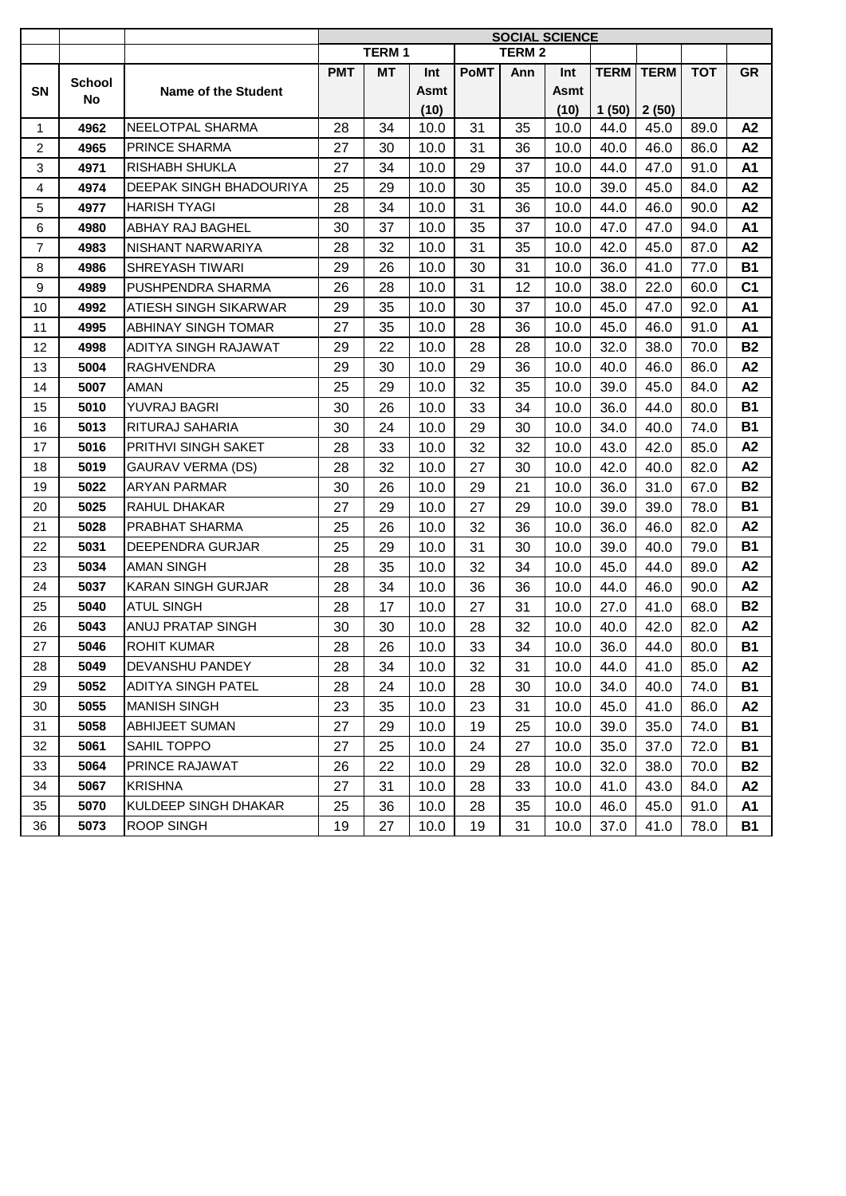| SN | School No | Name of the Student | SOCIAL SCIENCE | | | | | | | | | |
|---|---|---|---|---|---|---|---|---|---|---|---|---|
| | | | TERM 1 | | | TERM 2 | | | | | | |
| | | | PMT | MT | Int Asmt (10) | PoMT | Ann | Int Asmt (10) | TERM 1 (50) | TERM 2 (50) | TOT | GR |
| 1 | 4962 | NEELOTPAL SHARMA | 28 | 34 | 10.0 | 31 | 35 | 10.0 | 44.0 | 45.0 | 89.0 | A2 |
| 2 | 4965 | PRINCE SHARMA | 27 | 30 | 10.0 | 31 | 36 | 10.0 | 40.0 | 46.0 | 86.0 | A2 |
| 3 | 4971 | RISHABH SHUKLA | 27 | 34 | 10.0 | 29 | 37 | 10.0 | 44.0 | 47.0 | 91.0 | A1 |
| 4 | 4974 | DEEPAK SINGH BHADOURIYA | 25 | 29 | 10.0 | 30 | 35 | 10.0 | 39.0 | 45.0 | 84.0 | A2 |
| 5 | 4977 | HARISH TYAGI | 28 | 34 | 10.0 | 31 | 36 | 10.0 | 44.0 | 46.0 | 90.0 | A2 |
| 6 | 4980 | ABHAY RAJ BAGHEL | 30 | 37 | 10.0 | 35 | 37 | 10.0 | 47.0 | 47.0 | 94.0 | A1 |
| 7 | 4983 | NISHANT NARWARIYA | 28 | 32 | 10.0 | 31 | 35 | 10.0 | 42.0 | 45.0 | 87.0 | A2 |
| 8 | 4986 | SHREYASH TIWARI | 29 | 26 | 10.0 | 30 | 31 | 10.0 | 36.0 | 41.0 | 77.0 | B1 |
| 9 | 4989 | PUSHPENDRA SHARMA | 26 | 28 | 10.0 | 31 | 12 | 10.0 | 38.0 | 22.0 | 60.0 | C1 |
| 10 | 4992 | ATIESH SINGH SIKARWAR | 29 | 35 | 10.0 | 30 | 37 | 10.0 | 45.0 | 47.0 | 92.0 | A1 |
| 11 | 4995 | ABHINAY SINGH TOMAR | 27 | 35 | 10.0 | 28 | 36 | 10.0 | 45.0 | 46.0 | 91.0 | A1 |
| 12 | 4998 | ADITYA SINGH RAJAWAT | 29 | 22 | 10.0 | 28 | 28 | 10.0 | 32.0 | 38.0 | 70.0 | B2 |
| 13 | 5004 | RAGHVENDRA | 29 | 30 | 10.0 | 29 | 36 | 10.0 | 40.0 | 46.0 | 86.0 | A2 |
| 14 | 5007 | AMAN | 25 | 29 | 10.0 | 32 | 35 | 10.0 | 39.0 | 45.0 | 84.0 | A2 |
| 15 | 5010 | YUVRAJ BAGRI | 30 | 26 | 10.0 | 33 | 34 | 10.0 | 36.0 | 44.0 | 80.0 | B1 |
| 16 | 5013 | RITURAJ SAHARIA | 30 | 24 | 10.0 | 29 | 30 | 10.0 | 34.0 | 40.0 | 74.0 | B1 |
| 17 | 5016 | PRITHVI SINGH SAKET | 28 | 33 | 10.0 | 32 | 32 | 10.0 | 43.0 | 42.0 | 85.0 | A2 |
| 18 | 5019 | GAURAV VERMA (DS) | 28 | 32 | 10.0 | 27 | 30 | 10.0 | 42.0 | 40.0 | 82.0 | A2 |
| 19 | 5022 | ARYAN PARMAR | 30 | 26 | 10.0 | 29 | 21 | 10.0 | 36.0 | 31.0 | 67.0 | B2 |
| 20 | 5025 | RAHUL DHAKAR | 27 | 29 | 10.0 | 27 | 29 | 10.0 | 39.0 | 39.0 | 78.0 | B1 |
| 21 | 5028 | PRABHAT SHARMA | 25 | 26 | 10.0 | 32 | 36 | 10.0 | 36.0 | 46.0 | 82.0 | A2 |
| 22 | 5031 | DEEPENDRA GURJAR | 25 | 29 | 10.0 | 31 | 30 | 10.0 | 39.0 | 40.0 | 79.0 | B1 |
| 23 | 5034 | AMAN SINGH | 28 | 35 | 10.0 | 32 | 34 | 10.0 | 45.0 | 44.0 | 89.0 | A2 |
| 24 | 5037 | KARAN SINGH GURJAR | 28 | 34 | 10.0 | 36 | 36 | 10.0 | 44.0 | 46.0 | 90.0 | A2 |
| 25 | 5040 | ATUL SINGH | 28 | 17 | 10.0 | 27 | 31 | 10.0 | 27.0 | 41.0 | 68.0 | B2 |
| 26 | 5043 | ANUJ PRATAP SINGH | 30 | 30 | 10.0 | 28 | 32 | 10.0 | 40.0 | 42.0 | 82.0 | A2 |
| 27 | 5046 | ROHIT KUMAR | 28 | 26 | 10.0 | 33 | 34 | 10.0 | 36.0 | 44.0 | 80.0 | B1 |
| 28 | 5049 | DEVANSHU PANDEY | 28 | 34 | 10.0 | 32 | 31 | 10.0 | 44.0 | 41.0 | 85.0 | A2 |
| 29 | 5052 | ADITYA SINGH PATEL | 28 | 24 | 10.0 | 28 | 30 | 10.0 | 34.0 | 40.0 | 74.0 | B1 |
| 30 | 5055 | MANISH SINGH | 23 | 35 | 10.0 | 23 | 31 | 10.0 | 45.0 | 41.0 | 86.0 | A2 |
| 31 | 5058 | ABHIJEET SUMAN | 27 | 29 | 10.0 | 19 | 25 | 10.0 | 39.0 | 35.0 | 74.0 | B1 |
| 32 | 5061 | SAHIL TOPPO | 27 | 25 | 10.0 | 24 | 27 | 10.0 | 35.0 | 37.0 | 72.0 | B1 |
| 33 | 5064 | PRINCE RAJAWAT | 26 | 22 | 10.0 | 29 | 28 | 10.0 | 32.0 | 38.0 | 70.0 | B2 |
| 34 | 5067 | KRISHNA | 27 | 31 | 10.0 | 28 | 33 | 10.0 | 41.0 | 43.0 | 84.0 | A2 |
| 35 | 5070 | KULDEEP SINGH DHAKAR | 25 | 36 | 10.0 | 28 | 35 | 10.0 | 46.0 | 45.0 | 91.0 | A1 |
| 36 | 5073 | ROOP SINGH | 19 | 27 | 10.0 | 19 | 31 | 10.0 | 37.0 | 41.0 | 78.0 | B1 |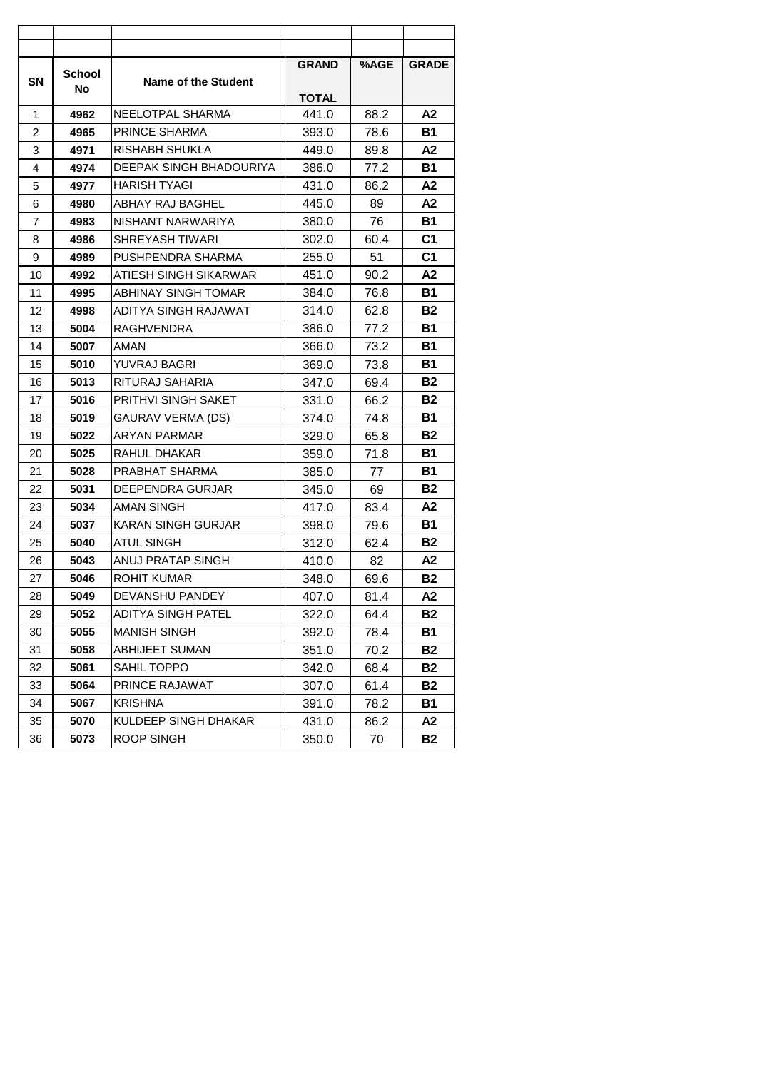| SN | School No | Name of the Student | GRAND TOTAL | %AGE | GRADE |
|---|---|---|---|---|---|
| 1 | 4962 | NEELOTPAL SHARMA | 441.0 | 88.2 | A2 |
| 2 | 4965 | PRINCE SHARMA | 393.0 | 78.6 | B1 |
| 3 | 4971 | RISHABH SHUKLA | 449.0 | 89.8 | A2 |
| 4 | 4974 | DEEPAK SINGH BHADOURIYA | 386.0 | 77.2 | B1 |
| 5 | 4977 | HARISH TYAGI | 431.0 | 86.2 | A2 |
| 6 | 4980 | ABHAY RAJ BAGHEL | 445.0 | 89 | A2 |
| 7 | 4983 | NISHANT NARWARIYA | 380.0 | 76 | B1 |
| 8 | 4986 | SHREYASH TIWARI | 302.0 | 60.4 | C1 |
| 9 | 4989 | PUSHPENDRA SHARMA | 255.0 | 51 | C1 |
| 10 | 4992 | ATIESH SINGH SIKARWAR | 451.0 | 90.2 | A2 |
| 11 | 4995 | ABHINAY SINGH TOMAR | 384.0 | 76.8 | B1 |
| 12 | 4998 | ADITYA SINGH RAJAWAT | 314.0 | 62.8 | B2 |
| 13 | 5004 | RAGHVENDRA | 386.0 | 77.2 | B1 |
| 14 | 5007 | AMAN | 366.0 | 73.2 | B1 |
| 15 | 5010 | YUVRAJ BAGRI | 369.0 | 73.8 | B1 |
| 16 | 5013 | RITURAJ SAHARIA | 347.0 | 69.4 | B2 |
| 17 | 5016 | PRITHVI SINGH SAKET | 331.0 | 66.2 | B2 |
| 18 | 5019 | GAURAV VERMA (DS) | 374.0 | 74.8 | B1 |
| 19 | 5022 | ARYAN PARMAR | 329.0 | 65.8 | B2 |
| 20 | 5025 | RAHUL DHAKAR | 359.0 | 71.8 | B1 |
| 21 | 5028 | PRABHAT SHARMA | 385.0 | 77 | B1 |
| 22 | 5031 | DEEPENDRA GURJAR | 345.0 | 69 | B2 |
| 23 | 5034 | AMAN SINGH | 417.0 | 83.4 | A2 |
| 24 | 5037 | KARAN SINGH GURJAR | 398.0 | 79.6 | B1 |
| 25 | 5040 | ATUL SINGH | 312.0 | 62.4 | B2 |
| 26 | 5043 | ANUJ PRATAP SINGH | 410.0 | 82 | A2 |
| 27 | 5046 | ROHIT KUMAR | 348.0 | 69.6 | B2 |
| 28 | 5049 | DEVANSHU PANDEY | 407.0 | 81.4 | A2 |
| 29 | 5052 | ADITYA SINGH PATEL | 322.0 | 64.4 | B2 |
| 30 | 5055 | MANISH SINGH | 392.0 | 78.4 | B1 |
| 31 | 5058 | ABHIJEET SUMAN | 351.0 | 70.2 | B2 |
| 32 | 5061 | SAHIL TOPPO | 342.0 | 68.4 | B2 |
| 33 | 5064 | PRINCE RAJAWAT | 307.0 | 61.4 | B2 |
| 34 | 5067 | KRISHNA | 391.0 | 78.2 | B1 |
| 35 | 5070 | KULDEEP SINGH DHAKAR | 431.0 | 86.2 | A2 |
| 36 | 5073 | ROOP SINGH | 350.0 | 70 | B2 |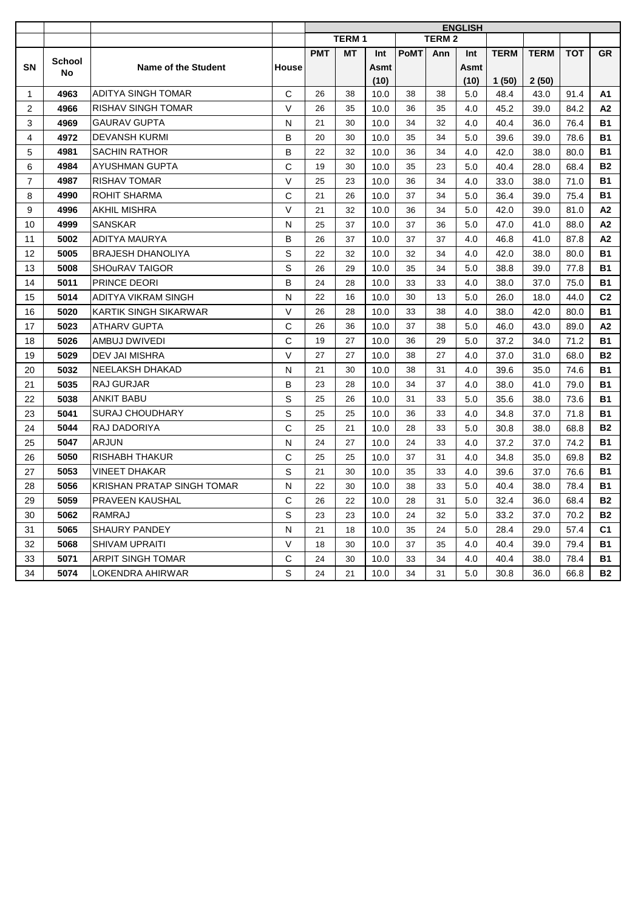| | | | | ENGLISH | | | | | | | | | | |
|---|---|---|---|---|---|---|---|---|---|---|---|---|---|---|
| | | | | TERM 1 | | | TERM 2 | | | | | | | |
| SN | School No | Name of the Student | House | PMT | MT | Int Asmt (10) | PoMT | Ann | Int Asmt (10) | TERM 1 (50) | TERM 2 (50) | TOT | GR |
| 1 | 4963 | ADITYA SINGH TOMAR | C | 26 | 38 | 10.0 | 38 | 38 | 5.0 | 48.4 | 43.0 | 91.4 | A1 |
| 2 | 4966 | RISHAV SINGH TOMAR | V | 26 | 35 | 10.0 | 36 | 35 | 4.0 | 45.2 | 39.0 | 84.2 | A2 |
| 3 | 4969 | GAURAV GUPTA | N | 21 | 30 | 10.0 | 34 | 32 | 4.0 | 40.4 | 36.0 | 76.4 | B1 |
| 4 | 4972 | DEVANSH KURMI | B | 20 | 30 | 10.0 | 35 | 34 | 5.0 | 39.6 | 39.0 | 78.6 | B1 |
| 5 | 4981 | SACHIN RATHOR | B | 22 | 32 | 10.0 | 36 | 34 | 4.0 | 42.0 | 38.0 | 80.0 | B1 |
| 6 | 4984 | AYUSHMAN GUPTA | C | 19 | 30 | 10.0 | 35 | 23 | 5.0 | 40.4 | 28.0 | 68.4 | B2 |
| 7 | 4987 | RISHAV TOMAR | V | 25 | 23 | 10.0 | 36 | 34 | 4.0 | 33.0 | 38.0 | 71.0 | B1 |
| 8 | 4990 | ROHIT SHARMA | C | 21 | 26 | 10.0 | 37 | 34 | 5.0 | 36.4 | 39.0 | 75.4 | B1 |
| 9 | 4996 | AKHIL MISHRA | V | 21 | 32 | 10.0 | 36 | 34 | 5.0 | 42.0 | 39.0 | 81.0 | A2 |
| 10 | 4999 | SANSKAR | N | 25 | 37 | 10.0 | 37 | 36 | 5.0 | 47.0 | 41.0 | 88.0 | A2 |
| 11 | 5002 | ADITYA MAURYA | B | 26 | 37 | 10.0 | 37 | 37 | 4.0 | 46.8 | 41.0 | 87.8 | A2 |
| 12 | 5005 | BRAJESH DHANOLIYA | S | 22 | 32 | 10.0 | 32 | 34 | 4.0 | 42.0 | 38.0 | 80.0 | B1 |
| 13 | 5008 | SHOuRAV TAIGOR | S | 26 | 29 | 10.0 | 35 | 34 | 5.0 | 38.8 | 39.0 | 77.8 | B1 |
| 14 | 5011 | PRINCE DEORI | B | 24 | 28 | 10.0 | 33 | 33 | 4.0 | 38.0 | 37.0 | 75.0 | B1 |
| 15 | 5014 | ADITYA VIKRAM SINGH | N | 22 | 16 | 10.0 | 30 | 13 | 5.0 | 26.0 | 18.0 | 44.0 | C2 |
| 16 | 5020 | KARTIK SINGH SIKARWAR | V | 26 | 28 | 10.0 | 33 | 38 | 4.0 | 38.0 | 42.0 | 80.0 | B1 |
| 17 | 5023 | ATHARV GUPTA | C | 26 | 36 | 10.0 | 37 | 38 | 5.0 | 46.0 | 43.0 | 89.0 | A2 |
| 18 | 5026 | AMBUJ DWIVEDI | C | 19 | 27 | 10.0 | 36 | 29 | 5.0 | 37.2 | 34.0 | 71.2 | B1 |
| 19 | 5029 | DEV JAI MISHRA | V | 27 | 27 | 10.0 | 38 | 27 | 4.0 | 37.0 | 31.0 | 68.0 | B2 |
| 20 | 5032 | NEELAKSH DHAKAD | N | 21 | 30 | 10.0 | 38 | 31 | 4.0 | 39.6 | 35.0 | 74.6 | B1 |
| 21 | 5035 | RAJ GURJAR | B | 23 | 28 | 10.0 | 34 | 37 | 4.0 | 38.0 | 41.0 | 79.0 | B1 |
| 22 | 5038 | ANKIT BABU | S | 25 | 26 | 10.0 | 31 | 33 | 5.0 | 35.6 | 38.0 | 73.6 | B1 |
| 23 | 5041 | SURAJ CHOUDHARY | S | 25 | 25 | 10.0 | 36 | 33 | 4.0 | 34.8 | 37.0 | 71.8 | B1 |
| 24 | 5044 | RAJ DADORIYA | C | 25 | 21 | 10.0 | 28 | 33 | 5.0 | 30.8 | 38.0 | 68.8 | B2 |
| 25 | 5047 | ARJUN | N | 24 | 27 | 10.0 | 24 | 33 | 4.0 | 37.2 | 37.0 | 74.2 | B1 |
| 26 | 5050 | RISHABH THAKUR | C | 25 | 25 | 10.0 | 37 | 31 | 4.0 | 34.8 | 35.0 | 69.8 | B2 |
| 27 | 5053 | VINEET DHAKAR | S | 21 | 30 | 10.0 | 35 | 33 | 4.0 | 39.6 | 37.0 | 76.6 | B1 |
| 28 | 5056 | KRISHAN PRATAP SINGH TOMAR | N | 22 | 30 | 10.0 | 38 | 33 | 5.0 | 40.4 | 38.0 | 78.4 | B1 |
| 29 | 5059 | PRAVEEN KAUSHAL | C | 26 | 22 | 10.0 | 28 | 31 | 5.0 | 32.4 | 36.0 | 68.4 | B2 |
| 30 | 5062 | RAMRAJ | S | 23 | 23 | 10.0 | 24 | 32 | 5.0 | 33.2 | 37.0 | 70.2 | B2 |
| 31 | 5065 | SHAURY PANDEY | N | 21 | 18 | 10.0 | 35 | 24 | 5.0 | 28.4 | 29.0 | 57.4 | C1 |
| 32 | 5068 | SHIVAM UPRAITI | V | 18 | 30 | 10.0 | 37 | 35 | 4.0 | 40.4 | 39.0 | 79.4 | B1 |
| 33 | 5071 | ARPIT SINGH TOMAR | C | 24 | 30 | 10.0 | 33 | 34 | 4.0 | 40.4 | 38.0 | 78.4 | B1 |
| 34 | 5074 | LOKENDRA AHIRWAR | S | 24 | 21 | 10.0 | 34 | 31 | 5.0 | 30.8 | 36.0 | 66.8 | B2 |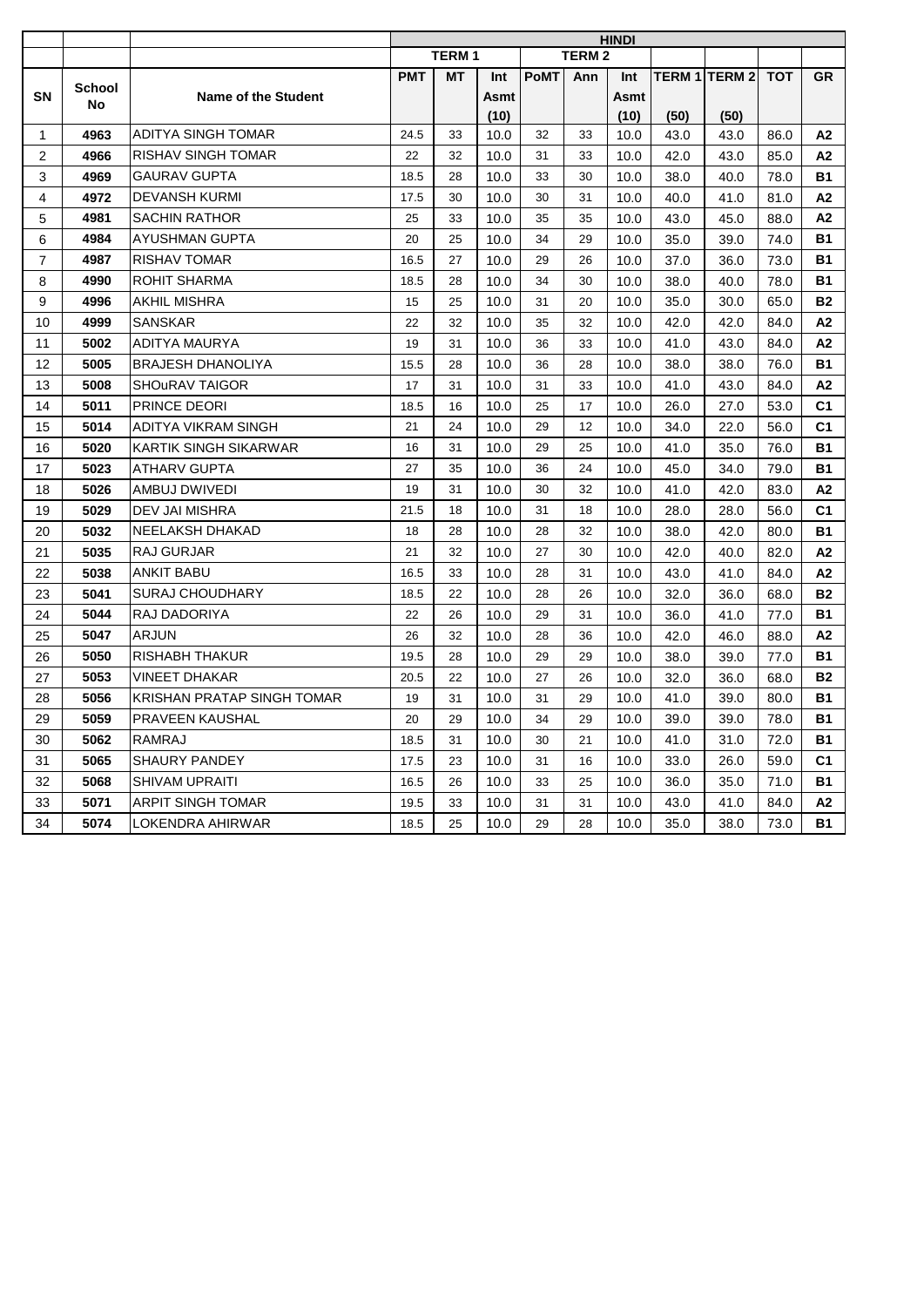| | | | HINDI | | | | | | | | | |
|---|---|---|---|---|---|---|---|---|---|---|---|---|
| | | | TERM 1 | | | TERM 2 | | | | | | |
| SN | School No | Name of the Student | PMT | MT | Int Asmt (10) | PoMT | Ann | Int Asmt (10) | TERM 1 (50) | TERM 2 (50) | TOT | GR |
| 1 | 4963 | ADITYA SINGH TOMAR | 24.5 | 33 | 10.0 | 32 | 33 | 10.0 | 43.0 | 43.0 | 86.0 | A2 |
| 2 | 4966 | RISHAV SINGH TOMAR | 22 | 32 | 10.0 | 31 | 33 | 10.0 | 42.0 | 43.0 | 85.0 | A2 |
| 3 | 4969 | GAURAV GUPTA | 18.5 | 28 | 10.0 | 33 | 30 | 10.0 | 38.0 | 40.0 | 78.0 | B1 |
| 4 | 4972 | DEVANSH KURMI | 17.5 | 30 | 10.0 | 30 | 31 | 10.0 | 40.0 | 41.0 | 81.0 | A2 |
| 5 | 4981 | SACHIN RATHOR | 25 | 33 | 10.0 | 35 | 35 | 10.0 | 43.0 | 45.0 | 88.0 | A2 |
| 6 | 4984 | AYUSHMAN GUPTA | 20 | 25 | 10.0 | 34 | 29 | 10.0 | 35.0 | 39.0 | 74.0 | B1 |
| 7 | 4987 | RISHAV TOMAR | 16.5 | 27 | 10.0 | 29 | 26 | 10.0 | 37.0 | 36.0 | 73.0 | B1 |
| 8 | 4990 | ROHIT SHARMA | 18.5 | 28 | 10.0 | 34 | 30 | 10.0 | 38.0 | 40.0 | 78.0 | B1 |
| 9 | 4996 | AKHIL MISHRA | 15 | 25 | 10.0 | 31 | 20 | 10.0 | 35.0 | 30.0 | 65.0 | B2 |
| 10 | 4999 | SANSKAR | 22 | 32 | 10.0 | 35 | 32 | 10.0 | 42.0 | 42.0 | 84.0 | A2 |
| 11 | 5002 | ADITYA MAURYA | 19 | 31 | 10.0 | 36 | 33 | 10.0 | 41.0 | 43.0 | 84.0 | A2 |
| 12 | 5005 | BRAJESH DHANOLIYA | 15.5 | 28 | 10.0 | 36 | 28 | 10.0 | 38.0 | 38.0 | 76.0 | B1 |
| 13 | 5008 | SHOuRAV TAIGOR | 17 | 31 | 10.0 | 31 | 33 | 10.0 | 41.0 | 43.0 | 84.0 | A2 |
| 14 | 5011 | PRINCE DEORI | 18.5 | 16 | 10.0 | 25 | 17 | 10.0 | 26.0 | 27.0 | 53.0 | C1 |
| 15 | 5014 | ADITYA VIKRAM SINGH | 21 | 24 | 10.0 | 29 | 12 | 10.0 | 34.0 | 22.0 | 56.0 | C1 |
| 16 | 5020 | KARTIK SINGH SIKARWAR | 16 | 31 | 10.0 | 29 | 25 | 10.0 | 41.0 | 35.0 | 76.0 | B1 |
| 17 | 5023 | ATHARV GUPTA | 27 | 35 | 10.0 | 36 | 24 | 10.0 | 45.0 | 34.0 | 79.0 | B1 |
| 18 | 5026 | AMBUJ DWIVEDI | 19 | 31 | 10.0 | 30 | 32 | 10.0 | 41.0 | 42.0 | 83.0 | A2 |
| 19 | 5029 | DEV JAI MISHRA | 21.5 | 18 | 10.0 | 31 | 18 | 10.0 | 28.0 | 28.0 | 56.0 | C1 |
| 20 | 5032 | NEELAKSH DHAKAD | 18 | 28 | 10.0 | 28 | 32 | 10.0 | 38.0 | 42.0 | 80.0 | B1 |
| 21 | 5035 | RAJ GURJAR | 21 | 32 | 10.0 | 27 | 30 | 10.0 | 42.0 | 40.0 | 82.0 | A2 |
| 22 | 5038 | ANKIT BABU | 16.5 | 33 | 10.0 | 28 | 31 | 10.0 | 43.0 | 41.0 | 84.0 | A2 |
| 23 | 5041 | SURAJ CHOUDHARY | 18.5 | 22 | 10.0 | 28 | 26 | 10.0 | 32.0 | 36.0 | 68.0 | B2 |
| 24 | 5044 | RAJ DADORIYA | 22 | 26 | 10.0 | 29 | 31 | 10.0 | 36.0 | 41.0 | 77.0 | B1 |
| 25 | 5047 | ARJUN | 26 | 32 | 10.0 | 28 | 36 | 10.0 | 42.0 | 46.0 | 88.0 | A2 |
| 26 | 5050 | RISHABH THAKUR | 19.5 | 28 | 10.0 | 29 | 29 | 10.0 | 38.0 | 39.0 | 77.0 | B1 |
| 27 | 5053 | VINEET DHAKAR | 20.5 | 22 | 10.0 | 27 | 26 | 10.0 | 32.0 | 36.0 | 68.0 | B2 |
| 28 | 5056 | KRISHAN PRATAP SINGH TOMAR | 19 | 31 | 10.0 | 31 | 29 | 10.0 | 41.0 | 39.0 | 80.0 | B1 |
| 29 | 5059 | PRAVEEN KAUSHAL | 20 | 29 | 10.0 | 34 | 29 | 10.0 | 39.0 | 39.0 | 78.0 | B1 |
| 30 | 5062 | RAMRAJ | 18.5 | 31 | 10.0 | 30 | 21 | 10.0 | 41.0 | 31.0 | 72.0 | B1 |
| 31 | 5065 | SHAURY PANDEY | 17.5 | 23 | 10.0 | 31 | 16 | 10.0 | 33.0 | 26.0 | 59.0 | C1 |
| 32 | 5068 | SHIVAM UPRAITI | 16.5 | 26 | 10.0 | 33 | 25 | 10.0 | 36.0 | 35.0 | 71.0 | B1 |
| 33 | 5071 | ARPIT SINGH TOMAR | 19.5 | 33 | 10.0 | 31 | 31 | 10.0 | 43.0 | 41.0 | 84.0 | A2 |
| 34 | 5074 | LOKENDRA AHIRWAR | 18.5 | 25 | 10.0 | 29 | 28 | 10.0 | 35.0 | 38.0 | 73.0 | B1 |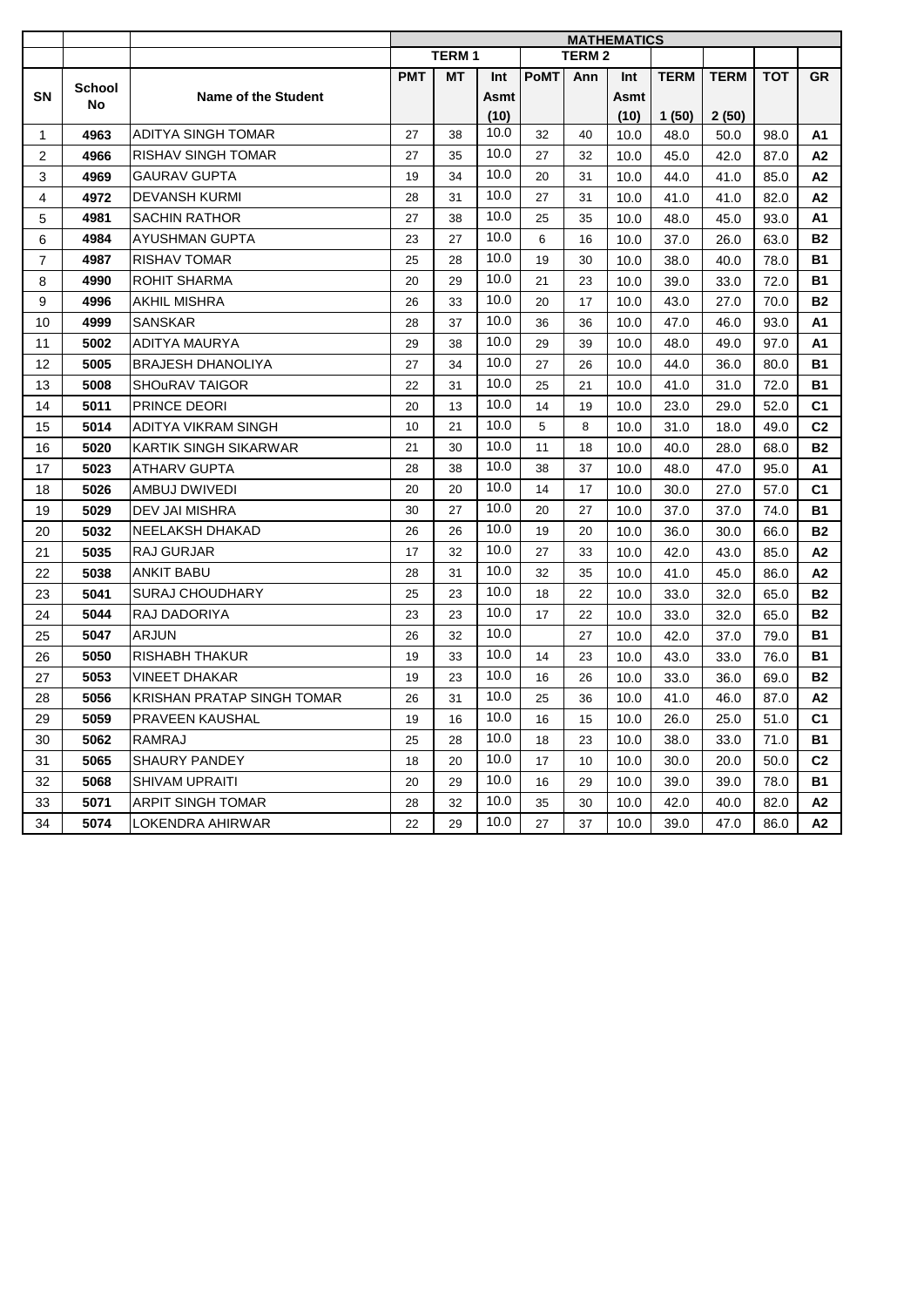| | | | MATHEMATICS | | | | | | | | | |
|---|---|---|---|---|---|---|---|---|---|---|---|---|
| | | | | TERM 1 | | | TERM 2 | | | | | |
| SN | School No | Name of the Student | PMT | MT | Int Asmt (10) | PoMT | Ann | Int Asmt (10) | TERM 1 (50) | TERM 2 (50) | TOT | GR |
| 1 | 4963 | ADITYA SINGH TOMAR | 27 | 38 | 10.0 | 32 | 40 | 10.0 | 48.0 | 50.0 | 98.0 | A1 |
| 2 | 4966 | RISHAV SINGH TOMAR | 27 | 35 | 10.0 | 27 | 32 | 10.0 | 45.0 | 42.0 | 87.0 | A2 |
| 3 | 4969 | GAURAV GUPTA | 19 | 34 | 10.0 | 20 | 31 | 10.0 | 44.0 | 41.0 | 85.0 | A2 |
| 4 | 4972 | DEVANSH KURMI | 28 | 31 | 10.0 | 27 | 31 | 10.0 | 41.0 | 41.0 | 82.0 | A2 |
| 5 | 4981 | SACHIN RATHOR | 27 | 38 | 10.0 | 25 | 35 | 10.0 | 48.0 | 45.0 | 93.0 | A1 |
| 6 | 4984 | AYUSHMAN GUPTA | 23 | 27 | 10.0 | 6 | 16 | 10.0 | 37.0 | 26.0 | 63.0 | B2 |
| 7 | 4987 | RISHAV TOMAR | 25 | 28 | 10.0 | 19 | 30 | 10.0 | 38.0 | 40.0 | 78.0 | B1 |
| 8 | 4990 | ROHIT SHARMA | 20 | 29 | 10.0 | 21 | 23 | 10.0 | 39.0 | 33.0 | 72.0 | B1 |
| 9 | 4996 | AKHIL MISHRA | 26 | 33 | 10.0 | 20 | 17 | 10.0 | 43.0 | 27.0 | 70.0 | B2 |
| 10 | 4999 | SANSKAR | 28 | 37 | 10.0 | 36 | 36 | 10.0 | 47.0 | 46.0 | 93.0 | A1 |
| 11 | 5002 | ADITYA MAURYA | 29 | 38 | 10.0 | 29 | 39 | 10.0 | 48.0 | 49.0 | 97.0 | A1 |
| 12 | 5005 | BRAJESH DHANOLIYA | 27 | 34 | 10.0 | 27 | 26 | 10.0 | 44.0 | 36.0 | 80.0 | B1 |
| 13 | 5008 | SHOuRAV TAIGOR | 22 | 31 | 10.0 | 25 | 21 | 10.0 | 41.0 | 31.0 | 72.0 | B1 |
| 14 | 5011 | PRINCE DEORI | 20 | 13 | 10.0 | 14 | 19 | 10.0 | 23.0 | 29.0 | 52.0 | C1 |
| 15 | 5014 | ADITYA VIKRAM SINGH | 10 | 21 | 10.0 | 5 | 8 | 10.0 | 31.0 | 18.0 | 49.0 | C2 |
| 16 | 5020 | KARTIK SINGH SIKARWAR | 21 | 30 | 10.0 | 11 | 18 | 10.0 | 40.0 | 28.0 | 68.0 | B2 |
| 17 | 5023 | ATHARV GUPTA | 28 | 38 | 10.0 | 38 | 37 | 10.0 | 48.0 | 47.0 | 95.0 | A1 |
| 18 | 5026 | AMBUJ DWIVEDI | 20 | 20 | 10.0 | 14 | 17 | 10.0 | 30.0 | 27.0 | 57.0 | C1 |
| 19 | 5029 | DEV JAI MISHRA | 30 | 27 | 10.0 | 20 | 27 | 10.0 | 37.0 | 37.0 | 74.0 | B1 |
| 20 | 5032 | NEELAKSH DHAKAD | 26 | 26 | 10.0 | 19 | 20 | 10.0 | 36.0 | 30.0 | 66.0 | B2 |
| 21 | 5035 | RAJ GURJAR | 17 | 32 | 10.0 | 27 | 33 | 10.0 | 42.0 | 43.0 | 85.0 | A2 |
| 22 | 5038 | ANKIT BABU | 28 | 31 | 10.0 | 32 | 35 | 10.0 | 41.0 | 45.0 | 86.0 | A2 |
| 23 | 5041 | SURAJ CHOUDHARY | 25 | 23 | 10.0 | 18 | 22 | 10.0 | 33.0 | 32.0 | 65.0 | B2 |
| 24 | 5044 | RAJ DADORIYA | 23 | 23 | 10.0 | 17 | 22 | 10.0 | 33.0 | 32.0 | 65.0 | B2 |
| 25 | 5047 | ARJUN | 26 | 32 | 10.0 | | 27 | 10.0 | 42.0 | 37.0 | 79.0 | B1 |
| 26 | 5050 | RISHABH THAKUR | 19 | 33 | 10.0 | 14 | 23 | 10.0 | 43.0 | 33.0 | 76.0 | B1 |
| 27 | 5053 | VINEET DHAKAR | 19 | 23 | 10.0 | 16 | 26 | 10.0 | 33.0 | 36.0 | 69.0 | B2 |
| 28 | 5056 | KRISHAN PRATAP SINGH TOMAR | 26 | 31 | 10.0 | 25 | 36 | 10.0 | 41.0 | 46.0 | 87.0 | A2 |
| 29 | 5059 | PRAVEEN KAUSHAL | 19 | 16 | 10.0 | 16 | 15 | 10.0 | 26.0 | 25.0 | 51.0 | C1 |
| 30 | 5062 | RAMRAJ | 25 | 28 | 10.0 | 18 | 23 | 10.0 | 38.0 | 33.0 | 71.0 | B1 |
| 31 | 5065 | SHAURY PANDEY | 18 | 20 | 10.0 | 17 | 10 | 10.0 | 30.0 | 20.0 | 50.0 | C2 |
| 32 | 5068 | SHIVAM UPRAITI | 20 | 29 | 10.0 | 16 | 29 | 10.0 | 39.0 | 39.0 | 78.0 | B1 |
| 33 | 5071 | ARPIT SINGH TOMAR | 28 | 32 | 10.0 | 35 | 30 | 10.0 | 42.0 | 40.0 | 82.0 | A2 |
| 34 | 5074 | LOKENDRA AHIRWAR | 22 | 29 | 10.0 | 27 | 37 | 10.0 | 39.0 | 47.0 | 86.0 | A2 |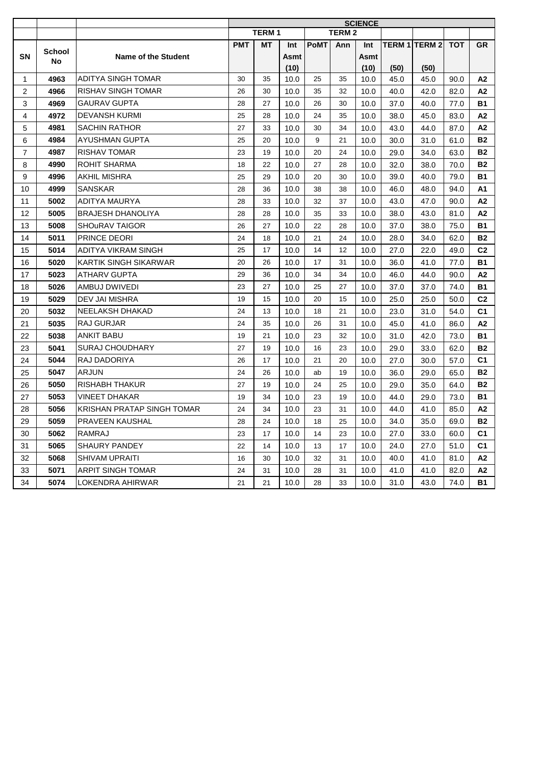| | | | SCIENCE | | | | | | | | | |
|---|---|---|---|---|---|---|---|---|---|---|---|---|
| | | | TERM 1 | | | TERM 2 | | | | | | |
| SN | School No | Name of the Student | PMT | MT | Int Asmt (10) | PoMT | Ann | Int Asmt (10) | TERM 1 (50) | TERM 2 (50) | TOT | GR |
| 1 | 4963 | ADITYA SINGH TOMAR | 30 | 35 | 10.0 | 25 | 35 | 10.0 | 45.0 | 45.0 | 90.0 | A2 |
| 2 | 4966 | RISHAV SINGH TOMAR | 26 | 30 | 10.0 | 35 | 32 | 10.0 | 40.0 | 42.0 | 82.0 | A2 |
| 3 | 4969 | GAURAV GUPTA | 28 | 27 | 10.0 | 26 | 30 | 10.0 | 37.0 | 40.0 | 77.0 | B1 |
| 4 | 4972 | DEVANSH KURMI | 25 | 28 | 10.0 | 24 | 35 | 10.0 | 38.0 | 45.0 | 83.0 | A2 |
| 5 | 4981 | SACHIN RATHOR | 27 | 33 | 10.0 | 30 | 34 | 10.0 | 43.0 | 44.0 | 87.0 | A2 |
| 6 | 4984 | AYUSHMAN GUPTA | 25 | 20 | 10.0 | 9 | 21 | 10.0 | 30.0 | 31.0 | 61.0 | B2 |
| 7 | 4987 | RISHAV TOMAR | 23 | 19 | 10.0 | 20 | 24 | 10.0 | 29.0 | 34.0 | 63.0 | B2 |
| 8 | 4990 | ROHIT SHARMA | 18 | 22 | 10.0 | 27 | 28 | 10.0 | 32.0 | 38.0 | 70.0 | B2 |
| 9 | 4996 | AKHIL MISHRA | 25 | 29 | 10.0 | 20 | 30 | 10.0 | 39.0 | 40.0 | 79.0 | B1 |
| 10 | 4999 | SANSKAR | 28 | 36 | 10.0 | 38 | 38 | 10.0 | 46.0 | 48.0 | 94.0 | A1 |
| 11 | 5002 | ADITYA MAURYA | 28 | 33 | 10.0 | 32 | 37 | 10.0 | 43.0 | 47.0 | 90.0 | A2 |
| 12 | 5005 | BRAJESH DHANOLIYA | 28 | 28 | 10.0 | 35 | 33 | 10.0 | 38.0 | 43.0 | 81.0 | A2 |
| 13 | 5008 | SHOuRAV TAIGOR | 26 | 27 | 10.0 | 22 | 28 | 10.0 | 37.0 | 38.0 | 75.0 | B1 |
| 14 | 5011 | PRINCE DEORI | 24 | 18 | 10.0 | 21 | 24 | 10.0 | 28.0 | 34.0 | 62.0 | B2 |
| 15 | 5014 | ADITYA VIKRAM SINGH | 25 | 17 | 10.0 | 14 | 12 | 10.0 | 27.0 | 22.0 | 49.0 | C2 |
| 16 | 5020 | KARTIK SINGH SIKARWAR | 20 | 26 | 10.0 | 17 | 31 | 10.0 | 36.0 | 41.0 | 77.0 | B1 |
| 17 | 5023 | ATHARV GUPTA | 29 | 36 | 10.0 | 34 | 34 | 10.0 | 46.0 | 44.0 | 90.0 | A2 |
| 18 | 5026 | AMBUJ DWIVEDI | 23 | 27 | 10.0 | 25 | 27 | 10.0 | 37.0 | 37.0 | 74.0 | B1 |
| 19 | 5029 | DEV JAI MISHRA | 19 | 15 | 10.0 | 20 | 15 | 10.0 | 25.0 | 25.0 | 50.0 | C2 |
| 20 | 5032 | NEELAKSH DHAKAD | 24 | 13 | 10.0 | 18 | 21 | 10.0 | 23.0 | 31.0 | 54.0 | C1 |
| 21 | 5035 | RAJ GURJAR | 24 | 35 | 10.0 | 26 | 31 | 10.0 | 45.0 | 41.0 | 86.0 | A2 |
| 22 | 5038 | ANKIT BABU | 19 | 21 | 10.0 | 23 | 32 | 10.0 | 31.0 | 42.0 | 73.0 | B1 |
| 23 | 5041 | SURAJ CHOUDHARY | 27 | 19 | 10.0 | 16 | 23 | 10.0 | 29.0 | 33.0 | 62.0 | B2 |
| 24 | 5044 | RAJ DADORIYA | 26 | 17 | 10.0 | 21 | 20 | 10.0 | 27.0 | 30.0 | 57.0 | C1 |
| 25 | 5047 | ARJUN | 24 | 26 | 10.0 | ab | 19 | 10.0 | 36.0 | 29.0 | 65.0 | B2 |
| 26 | 5050 | RISHABH THAKUR | 27 | 19 | 10.0 | 24 | 25 | 10.0 | 29.0 | 35.0 | 64.0 | B2 |
| 27 | 5053 | VINEET DHAKAR | 19 | 34 | 10.0 | 23 | 19 | 10.0 | 44.0 | 29.0 | 73.0 | B1 |
| 28 | 5056 | KRISHAN PRATAP SINGH TOMAR | 24 | 34 | 10.0 | 23 | 31 | 10.0 | 44.0 | 41.0 | 85.0 | A2 |
| 29 | 5059 | PRAVEEN KAUSHAL | 28 | 24 | 10.0 | 18 | 25 | 10.0 | 34.0 | 35.0 | 69.0 | B2 |
| 30 | 5062 | RAMRAJ | 23 | 17 | 10.0 | 14 | 23 | 10.0 | 27.0 | 33.0 | 60.0 | C1 |
| 31 | 5065 | SHAURY PANDEY | 22 | 14 | 10.0 | 13 | 17 | 10.0 | 24.0 | 27.0 | 51.0 | C1 |
| 32 | 5068 | SHIVAM UPRAITI | 16 | 30 | 10.0 | 32 | 31 | 10.0 | 40.0 | 41.0 | 81.0 | A2 |
| 33 | 5071 | ARPIT SINGH TOMAR | 24 | 31 | 10.0 | 28 | 31 | 10.0 | 41.0 | 41.0 | 82.0 | A2 |
| 34 | 5074 | LOKENDRA AHIRWAR | 21 | 21 | 10.0 | 28 | 33 | 10.0 | 31.0 | 43.0 | 74.0 | B1 |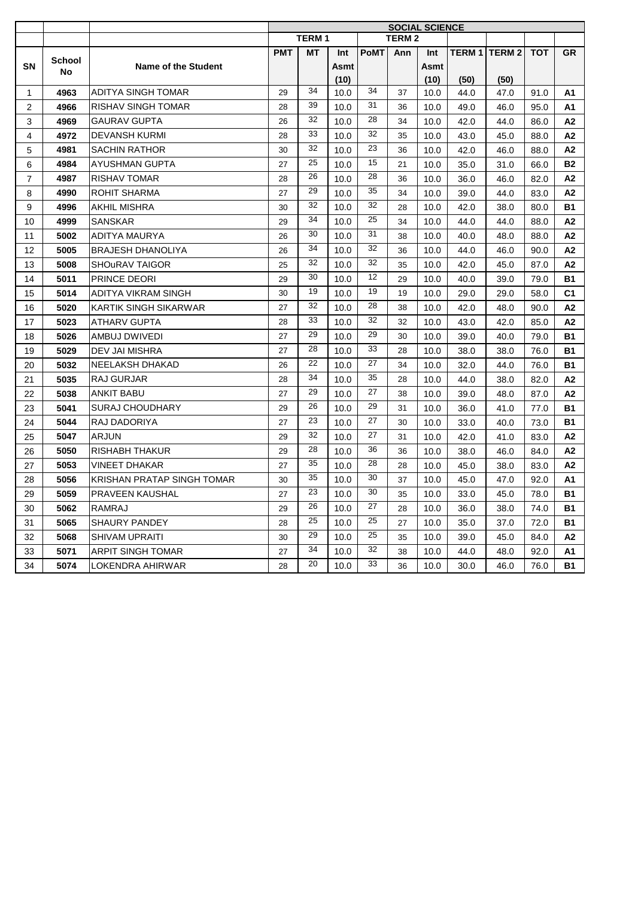| SN | School No | Name of the Student | SOCIAL SCIENCE | | | | | | | | | |
|---|---|---|---|---|---|---|---|---|---|---|---|---|
| | | | TERM 1 | | | TERM 2 | | | | | | |
| | | | PMT | MT | Int Asmt (10) | PoMT | Ann | Int Asmt (10) | TERM 1 (50) | TERM 2 (50) | TOT | GR |
| 1 | 4963 | ADITYA SINGH TOMAR | 29 | 34 | 10.0 | 34 | 37 | 10.0 | 44.0 | 47.0 | 91.0 | A1 |
| 2 | 4966 | RISHAV SINGH TOMAR | 28 | 39 | 10.0 | 31 | 36 | 10.0 | 49.0 | 46.0 | 95.0 | A1 |
| 3 | 4969 | GAURAV GUPTA | 26 | 32 | 10.0 | 28 | 34 | 10.0 | 42.0 | 44.0 | 86.0 | A2 |
| 4 | 4972 | DEVANSH KURMI | 28 | 33 | 10.0 | 32 | 35 | 10.0 | 43.0 | 45.0 | 88.0 | A2 |
| 5 | 4981 | SACHIN RATHOR | 30 | 32 | 10.0 | 23 | 36 | 10.0 | 42.0 | 46.0 | 88.0 | A2 |
| 6 | 4984 | AYUSHMAN GUPTA | 27 | 25 | 10.0 | 15 | 21 | 10.0 | 35.0 | 31.0 | 66.0 | B2 |
| 7 | 4987 | RISHAV TOMAR | 28 | 26 | 10.0 | 28 | 36 | 10.0 | 36.0 | 46.0 | 82.0 | A2 |
| 8 | 4990 | ROHIT SHARMA | 27 | 29 | 10.0 | 35 | 34 | 10.0 | 39.0 | 44.0 | 83.0 | A2 |
| 9 | 4996 | AKHIL MISHRA | 30 | 32 | 10.0 | 32 | 28 | 10.0 | 42.0 | 38.0 | 80.0 | B1 |
| 10 | 4999 | SANSKAR | 29 | 34 | 10.0 | 25 | 34 | 10.0 | 44.0 | 44.0 | 88.0 | A2 |
| 11 | 5002 | ADITYA MAURYA | 26 | 30 | 10.0 | 31 | 38 | 10.0 | 40.0 | 48.0 | 88.0 | A2 |
| 12 | 5005 | BRAJESH DHANOLIYA | 26 | 34 | 10.0 | 32 | 36 | 10.0 | 44.0 | 46.0 | 90.0 | A2 |
| 13 | 5008 | SHOuRAV TAIGOR | 25 | 32 | 10.0 | 32 | 35 | 10.0 | 42.0 | 45.0 | 87.0 | A2 |
| 14 | 5011 | PRINCE DEORI | 29 | 30 | 10.0 | 12 | 29 | 10.0 | 40.0 | 39.0 | 79.0 | B1 |
| 15 | 5014 | ADITYA VIKRAM SINGH | 30 | 19 | 10.0 | 19 | 19 | 10.0 | 29.0 | 29.0 | 58.0 | C1 |
| 16 | 5020 | KARTIK SINGH SIKARWAR | 27 | 32 | 10.0 | 28 | 38 | 10.0 | 42.0 | 48.0 | 90.0 | A2 |
| 17 | 5023 | ATHARV GUPTA | 28 | 33 | 10.0 | 32 | 32 | 10.0 | 43.0 | 42.0 | 85.0 | A2 |
| 18 | 5026 | AMBUJ DWIVEDI | 27 | 29 | 10.0 | 29 | 30 | 10.0 | 39.0 | 40.0 | 79.0 | B1 |
| 19 | 5029 | DEV JAI MISHRA | 27 | 28 | 10.0 | 33 | 28 | 10.0 | 38.0 | 38.0 | 76.0 | B1 |
| 20 | 5032 | NEELAKSH DHAKAD | 26 | 22 | 10.0 | 27 | 34 | 10.0 | 32.0 | 44.0 | 76.0 | B1 |
| 21 | 5035 | RAJ GURJAR | 28 | 34 | 10.0 | 35 | 28 | 10.0 | 44.0 | 38.0 | 82.0 | A2 |
| 22 | 5038 | ANKIT BABU | 27 | 29 | 10.0 | 27 | 38 | 10.0 | 39.0 | 48.0 | 87.0 | A2 |
| 23 | 5041 | SURAJ CHOUDHARY | 29 | 26 | 10.0 | 29 | 31 | 10.0 | 36.0 | 41.0 | 77.0 | B1 |
| 24 | 5044 | RAJ DADORIYA | 27 | 23 | 10.0 | 27 | 30 | 10.0 | 33.0 | 40.0 | 73.0 | B1 |
| 25 | 5047 | ARJUN | 29 | 32 | 10.0 | 27 | 31 | 10.0 | 42.0 | 41.0 | 83.0 | A2 |
| 26 | 5050 | RISHABH THAKUR | 29 | 28 | 10.0 | 36 | 36 | 10.0 | 38.0 | 46.0 | 84.0 | A2 |
| 27 | 5053 | VINEET DHAKAR | 27 | 35 | 10.0 | 28 | 28 | 10.0 | 45.0 | 38.0 | 83.0 | A2 |
| 28 | 5056 | KRISHAN PRATAP SINGH TOMAR | 30 | 35 | 10.0 | 30 | 37 | 10.0 | 45.0 | 47.0 | 92.0 | A1 |
| 29 | 5059 | PRAVEEN KAUSHAL | 27 | 23 | 10.0 | 30 | 35 | 10.0 | 33.0 | 45.0 | 78.0 | B1 |
| 30 | 5062 | RAMRAJ | 29 | 26 | 10.0 | 27 | 28 | 10.0 | 36.0 | 38.0 | 74.0 | B1 |
| 31 | 5065 | SHAURY PANDEY | 28 | 25 | 10.0 | 25 | 27 | 10.0 | 35.0 | 37.0 | 72.0 | B1 |
| 32 | 5068 | SHIVAM UPRAITI | 30 | 29 | 10.0 | 25 | 35 | 10.0 | 39.0 | 45.0 | 84.0 | A2 |
| 33 | 5071 | ARPIT SINGH TOMAR | 27 | 34 | 10.0 | 32 | 38 | 10.0 | 44.0 | 48.0 | 92.0 | A1 |
| 34 | 5074 | LOKENDRA AHIRWAR | 28 | 20 | 10.0 | 33 | 36 | 10.0 | 30.0 | 46.0 | 76.0 | B1 |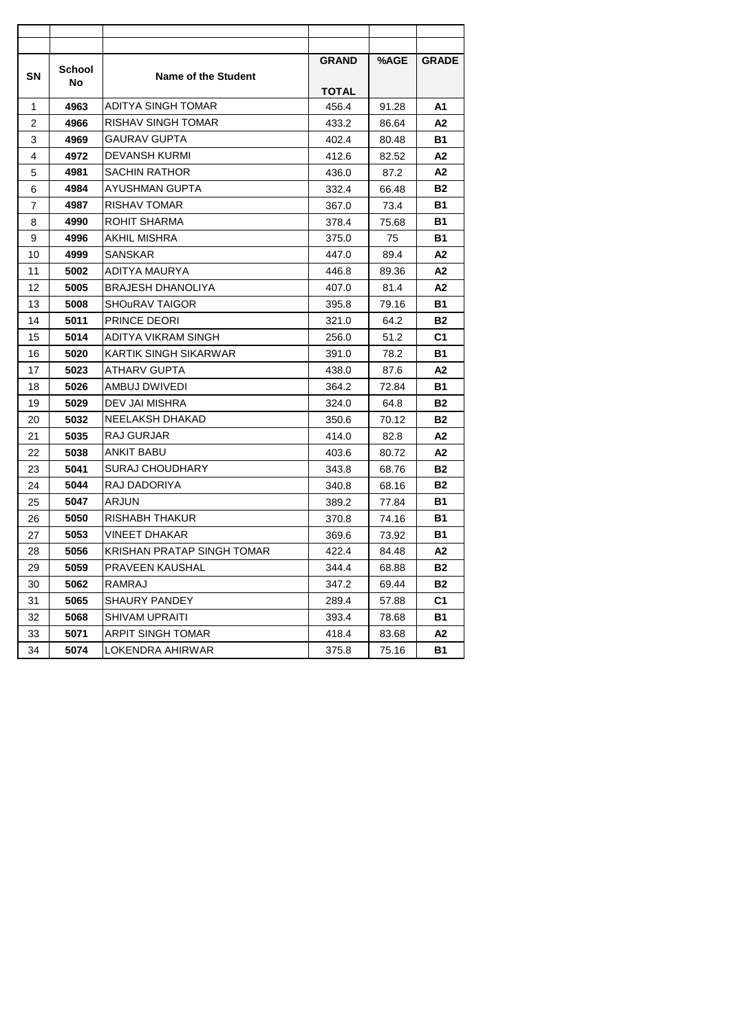| SN | School No | Name of the Student | GRAND TOTAL | %AGE | GRADE |
|---|---|---|---|---|---|
| 1 | **4963** | ADITYA SINGH TOMAR | 456.4 | 91.28 | **A1** |
| 2 | **4966** | RISHAV SINGH TOMAR | 433.2 | 86.64 | **A2** |
| 3 | **4969** | GAURAV GUPTA | 402.4 | 80.48 | **B1** |
| 4 | **4972** | DEVANSH KURMI | 412.6 | 82.52 | **A2** |
| 5 | **4981** | SACHIN RATHOR | 436.0 | 87.2 | **A2** |
| 6 | **4984** | AYUSHMAN GUPTA | 332.4 | 66.48 | **B2** |
| 7 | **4987** | RISHAV TOMAR | 367.0 | 73.4 | **B1** |
| 8 | **4990** | ROHIT SHARMA | 378.4 | 75.68 | **B1** |
| 9 | **4996** | AKHIL MISHRA | 375.0 | 75 | **B1** |
| 10 | **4999** | SANSKAR | 447.0 | 89.4 | **A2** |
| 11 | **5002** | ADITYA MAURYA | 446.8 | 89.36 | **A2** |
| 12 | **5005** | BRAJESH DHANOLIYA | 407.0 | 81.4 | **A2** |
| 13 | **5008** | SHOuRAV TAIGOR | 395.8 | 79.16 | **B1** |
| 14 | **5011** | PRINCE DEORI | 321.0 | 64.2 | **B2** |
| 15 | **5014** | ADITYA VIKRAM SINGH | 256.0 | 51.2 | **C1** |
| 16 | **5020** | KARTIK SINGH SIKARWAR | 391.0 | 78.2 | **B1** |
| 17 | **5023** | ATHARV GUPTA | 438.0 | 87.6 | **A2** |
| 18 | **5026** | AMBUJ DWIVEDI | 364.2 | 72.84 | **B1** |
| 19 | **5029** | DEV JAI MISHRA | 324.0 | 64.8 | **B2** |
| 20 | **5032** | NEELAKSH DHAKAD | 350.6 | 70.12 | **B2** |
| 21 | **5035** | RAJ GURJAR | 414.0 | 82.8 | **A2** |
| 22 | **5038** | ANKIT BABU | 403.6 | 80.72 | **A2** |
| 23 | **5041** | SURAJ CHOUDHARY | 343.8 | 68.76 | **B2** |
| 24 | **5044** | RAJ DADORIYA | 340.8 | 68.16 | **B2** |
| 25 | **5047** | ARJUN | 389.2 | 77.84 | **B1** |
| 26 | **5050** | RISHABH THAKUR | 370.8 | 74.16 | **B1** |
| 27 | **5053** | VINEET DHAKAR | 369.6 | 73.92 | **B1** |
| 28 | **5056** | KRISHAN PRATAP SINGH TOMAR | 422.4 | 84.48 | **A2** |
| 29 | **5059** | PRAVEEN KAUSHAL | 344.4 | 68.88 | **B2** |
| 30 | **5062** | RAMRAJ | 347.2 | 69.44 | **B2** |
| 31 | **5065** | SHAURY PANDEY | 289.4 | 57.88 | **C1** |
| 32 | **5068** | SHIVAM UPRAITI | 393.4 | 78.68 | **B1** |
| 33 | **5071** | ARPIT SINGH TOMAR | 418.4 | 83.68 | **A2** |
| 34 | **5074** | LOKENDRA AHIRWAR | 375.8 | 75.16 | **B1** |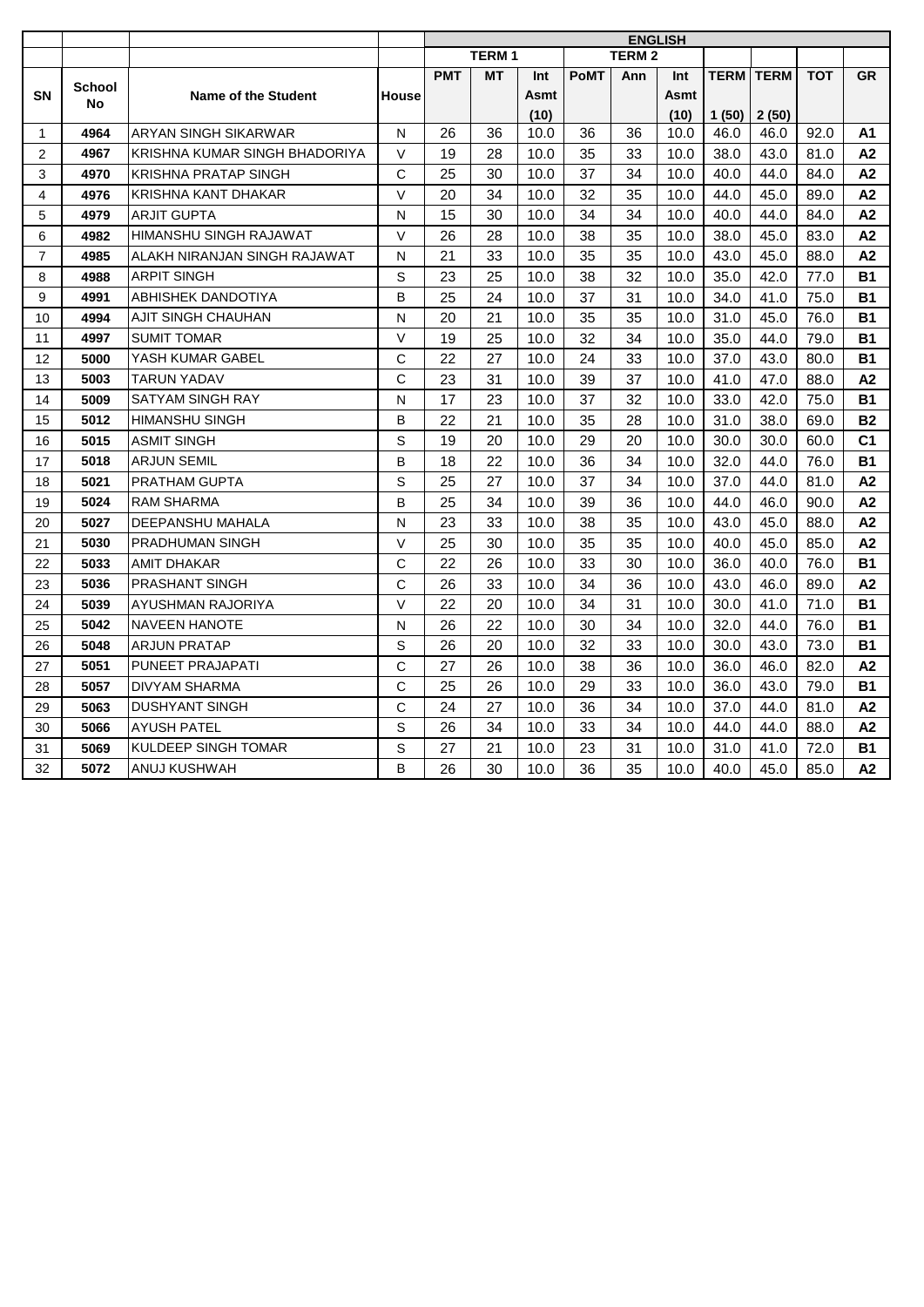| | | | | ENGLISH | | | | | | | | | |
|---|---|---|---|---|---|---|---|---|---|---|---|---|---|
| | | | | | TERM 1 | | | TERM 2 | | | | | |
| SN | School No | Name of the Student | House | PMT | MT | Int Asmt (10) | PoMT | Ann | Int Asmt (10) | TERM 1 (50) | TERM 2 (50) | TOT | GR |
| 1 | 4964 | ARYAN SINGH SIKARWAR | N | 26 | 36 | 10.0 | 36 | 36 | 10.0 | 46.0 | 46.0 | 92.0 | A1 |
| 2 | 4967 | KRISHNA KUMAR SINGH BHADORIYA | V | 19 | 28 | 10.0 | 35 | 33 | 10.0 | 38.0 | 43.0 | 81.0 | A2 |
| 3 | 4970 | KRISHNA PRATAP SINGH | C | 25 | 30 | 10.0 | 37 | 34 | 10.0 | 40.0 | 44.0 | 84.0 | A2 |
| 4 | 4976 | KRISHNA KANT DHAKAR | V | 20 | 34 | 10.0 | 32 | 35 | 10.0 | 44.0 | 45.0 | 89.0 | A2 |
| 5 | 4979 | ARJIT GUPTA | N | 15 | 30 | 10.0 | 34 | 34 | 10.0 | 40.0 | 44.0 | 84.0 | A2 |
| 6 | 4982 | HIMANSHU SINGH RAJAWAT | V | 26 | 28 | 10.0 | 38 | 35 | 10.0 | 38.0 | 45.0 | 83.0 | A2 |
| 7 | 4985 | ALAKH NIRANJAN SINGH RAJAWAT | N | 21 | 33 | 10.0 | 35 | 35 | 10.0 | 43.0 | 45.0 | 88.0 | A2 |
| 8 | 4988 | ARPIT SINGH | S | 23 | 25 | 10.0 | 38 | 32 | 10.0 | 35.0 | 42.0 | 77.0 | B1 |
| 9 | 4991 | ABHISHEK DANDOTIYA | B | 25 | 24 | 10.0 | 37 | 31 | 10.0 | 34.0 | 41.0 | 75.0 | B1 |
| 10 | 4994 | AJIT SINGH CHAUHAN | N | 20 | 21 | 10.0 | 35 | 35 | 10.0 | 31.0 | 45.0 | 76.0 | B1 |
| 11 | 4997 | SUMIT TOMAR | V | 19 | 25 | 10.0 | 32 | 34 | 10.0 | 35.0 | 44.0 | 79.0 | B1 |
| 12 | 5000 | YASH KUMAR GABEL | C | 22 | 27 | 10.0 | 24 | 33 | 10.0 | 37.0 | 43.0 | 80.0 | B1 |
| 13 | 5003 | TARUN YADAV | C | 23 | 31 | 10.0 | 39 | 37 | 10.0 | 41.0 | 47.0 | 88.0 | A2 |
| 14 | 5009 | SATYAM SINGH RAY | N | 17 | 23 | 10.0 | 37 | 32 | 10.0 | 33.0 | 42.0 | 75.0 | B1 |
| 15 | 5012 | HIMANSHU SINGH | B | 22 | 21 | 10.0 | 35 | 28 | 10.0 | 31.0 | 38.0 | 69.0 | B2 |
| 16 | 5015 | ASMIT SINGH | S | 19 | 20 | 10.0 | 29 | 20 | 10.0 | 30.0 | 30.0 | 60.0 | C1 |
| 17 | 5018 | ARJUN SEMIL | B | 18 | 22 | 10.0 | 36 | 34 | 10.0 | 32.0 | 44.0 | 76.0 | B1 |
| 18 | 5021 | PRATHAM GUPTA | S | 25 | 27 | 10.0 | 37 | 34 | 10.0 | 37.0 | 44.0 | 81.0 | A2 |
| 19 | 5024 | RAM SHARMA | B | 25 | 34 | 10.0 | 39 | 36 | 10.0 | 44.0 | 46.0 | 90.0 | A2 |
| 20 | 5027 | DEEPANSHU MAHALA | N | 23 | 33 | 10.0 | 38 | 35 | 10.0 | 43.0 | 45.0 | 88.0 | A2 |
| 21 | 5030 | PRADHUMAN SINGH | V | 25 | 30 | 10.0 | 35 | 35 | 10.0 | 40.0 | 45.0 | 85.0 | A2 |
| 22 | 5033 | AMIT DHAKAR | C | 22 | 26 | 10.0 | 33 | 30 | 10.0 | 36.0 | 40.0 | 76.0 | B1 |
| 23 | 5036 | PRASHANT SINGH | C | 26 | 33 | 10.0 | 34 | 36 | 10.0 | 43.0 | 46.0 | 89.0 | A2 |
| 24 | 5039 | AYUSHMAN RAJORIYA | V | 22 | 20 | 10.0 | 34 | 31 | 10.0 | 30.0 | 41.0 | 71.0 | B1 |
| 25 | 5042 | NAVEEN HANOTE | N | 26 | 22 | 10.0 | 30 | 34 | 10.0 | 32.0 | 44.0 | 76.0 | B1 |
| 26 | 5048 | ARJUN PRATAP | S | 26 | 20 | 10.0 | 32 | 33 | 10.0 | 30.0 | 43.0 | 73.0 | B1 |
| 27 | 5051 | PUNEET PRAJAPATI | C | 27 | 26 | 10.0 | 38 | 36 | 10.0 | 36.0 | 46.0 | 82.0 | A2 |
| 28 | 5057 | DIVYAM SHARMA | C | 25 | 26 | 10.0 | 29 | 33 | 10.0 | 36.0 | 43.0 | 79.0 | B1 |
| 29 | 5063 | DUSHYANT SINGH | C | 24 | 27 | 10.0 | 36 | 34 | 10.0 | 37.0 | 44.0 | 81.0 | A2 |
| 30 | 5066 | AYUSH PATEL | S | 26 | 34 | 10.0 | 33 | 34 | 10.0 | 44.0 | 44.0 | 88.0 | A2 |
| 31 | 5069 | KULDEEP SINGH TOMAR | S | 27 | 21 | 10.0 | 23 | 31 | 10.0 | 31.0 | 41.0 | 72.0 | B1 |
| 32 | 5072 | ANUJ KUSHWAH | B | 26 | 30 | 10.0 | 36 | 35 | 10.0 | 40.0 | 45.0 | 85.0 | A2 |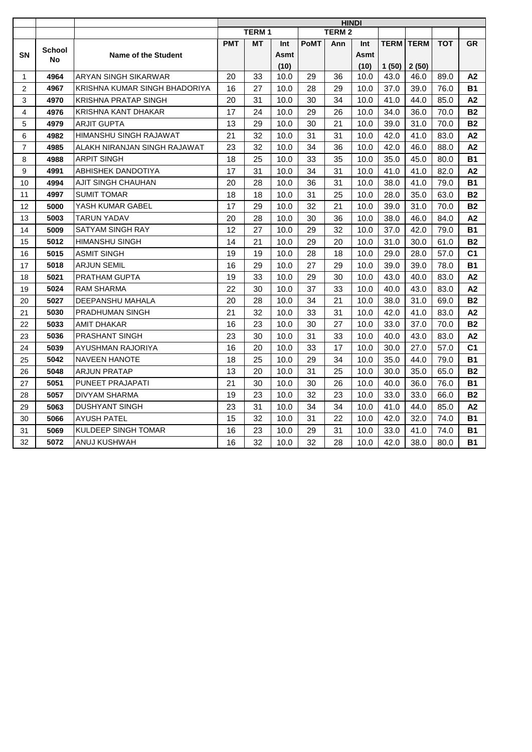| | | | HINDI | | | | | | | | | |
|---|---|---|---|---|---|---|---|---|---|---|---|---|
| | | | TERM 1 | | | TERM 2 | | | | | | |
| SN | School No | Name of the Student | PMT | MT | Int Asmt (10) | PoMT | Ann | Int Asmt (10) | TERM 1 (50) | TERM 2 (50) | TOT | GR |
| 1 | 4964 | ARYAN SINGH SIKARWAR | 20 | 33 | 10.0 | 29 | 36 | 10.0 | 43.0 | 46.0 | 89.0 | A2 |
| 2 | 4967 | KRISHNA KUMAR SINGH BHADORIYA | 16 | 27 | 10.0 | 28 | 29 | 10.0 | 37.0 | 39.0 | 76.0 | B1 |
| 3 | 4970 | KRISHNA PRATAP SINGH | 20 | 31 | 10.0 | 30 | 34 | 10.0 | 41.0 | 44.0 | 85.0 | A2 |
| 4 | 4976 | KRISHNA KANT DHAKAR | 17 | 24 | 10.0 | 29 | 26 | 10.0 | 34.0 | 36.0 | 70.0 | B2 |
| 5 | 4979 | ARJIT GUPTA | 13 | 29 | 10.0 | 30 | 21 | 10.0 | 39.0 | 31.0 | 70.0 | B2 |
| 6 | 4982 | HIMANSHU SINGH RAJAWAT | 21 | 32 | 10.0 | 31 | 31 | 10.0 | 42.0 | 41.0 | 83.0 | A2 |
| 7 | 4985 | ALAKH NIRANJAN SINGH RAJAWAT | 23 | 32 | 10.0 | 34 | 36 | 10.0 | 42.0 | 46.0 | 88.0 | A2 |
| 8 | 4988 | ARPIT SINGH | 18 | 25 | 10.0 | 33 | 35 | 10.0 | 35.0 | 45.0 | 80.0 | B1 |
| 9 | 4991 | ABHISHEK DANDOTIYA | 17 | 31 | 10.0 | 34 | 31 | 10.0 | 41.0 | 41.0 | 82.0 | A2 |
| 10 | 4994 | AJIT SINGH CHAUHAN | 20 | 28 | 10.0 | 36 | 31 | 10.0 | 38.0 | 41.0 | 79.0 | B1 |
| 11 | 4997 | SUMIT TOMAR | 18 | 18 | 10.0 | 31 | 25 | 10.0 | 28.0 | 35.0 | 63.0 | B2 |
| 12 | 5000 | YASH KUMAR GABEL | 17 | 29 | 10.0 | 32 | 21 | 10.0 | 39.0 | 31.0 | 70.0 | B2 |
| 13 | 5003 | TARUN YADAV | 20 | 28 | 10.0 | 30 | 36 | 10.0 | 38.0 | 46.0 | 84.0 | A2 |
| 14 | 5009 | SATYAM SINGH RAY | 12 | 27 | 10.0 | 29 | 32 | 10.0 | 37.0 | 42.0 | 79.0 | B1 |
| 15 | 5012 | HIMANSHU SINGH | 14 | 21 | 10.0 | 29 | 20 | 10.0 | 31.0 | 30.0 | 61.0 | B2 |
| 16 | 5015 | ASMIT SINGH | 19 | 19 | 10.0 | 28 | 18 | 10.0 | 29.0 | 28.0 | 57.0 | C1 |
| 17 | 5018 | ARJUN SEMIL | 16 | 29 | 10.0 | 27 | 29 | 10.0 | 39.0 | 39.0 | 78.0 | B1 |
| 18 | 5021 | PRATHAM GUPTA | 19 | 33 | 10.0 | 29 | 30 | 10.0 | 43.0 | 40.0 | 83.0 | A2 |
| 19 | 5024 | RAM SHARMA | 22 | 30 | 10.0 | 37 | 33 | 10.0 | 40.0 | 43.0 | 83.0 | A2 |
| 20 | 5027 | DEEPANSHU MAHALA | 20 | 28 | 10.0 | 34 | 21 | 10.0 | 38.0 | 31.0 | 69.0 | B2 |
| 21 | 5030 | PRADHUMAN SINGH | 21 | 32 | 10.0 | 33 | 31 | 10.0 | 42.0 | 41.0 | 83.0 | A2 |
| 22 | 5033 | AMIT DHAKAR | 16 | 23 | 10.0 | 30 | 27 | 10.0 | 33.0 | 37.0 | 70.0 | B2 |
| 23 | 5036 | PRASHANT SINGH | 23 | 30 | 10.0 | 31 | 33 | 10.0 | 40.0 | 43.0 | 83.0 | A2 |
| 24 | 5039 | AYUSHMAN RAJORIYA | 16 | 20 | 10.0 | 33 | 17 | 10.0 | 30.0 | 27.0 | 57.0 | C1 |
| 25 | 5042 | NAVEEN HANOTE | 18 | 25 | 10.0 | 29 | 34 | 10.0 | 35.0 | 44.0 | 79.0 | B1 |
| 26 | 5048 | ARJUN PRATAP | 13 | 20 | 10.0 | 31 | 25 | 10.0 | 30.0 | 35.0 | 65.0 | B2 |
| 27 | 5051 | PUNEET PRAJAPATI | 21 | 30 | 10.0 | 30 | 26 | 10.0 | 40.0 | 36.0 | 76.0 | B1 |
| 28 | 5057 | DIVYAM SHARMA | 19 | 23 | 10.0 | 32 | 23 | 10.0 | 33.0 | 33.0 | 66.0 | B2 |
| 29 | 5063 | DUSHYANT SINGH | 23 | 31 | 10.0 | 34 | 34 | 10.0 | 41.0 | 44.0 | 85.0 | A2 |
| 30 | 5066 | AYUSH PATEL | 15 | 32 | 10.0 | 31 | 22 | 10.0 | 42.0 | 32.0 | 74.0 | B1 |
| 31 | 5069 | KULDEEP SINGH TOMAR | 16 | 23 | 10.0 | 29 | 31 | 10.0 | 33.0 | 41.0 | 74.0 | B1 |
| 32 | 5072 | ANUJ KUSHWAH | 16 | 32 | 10.0 | 32 | 28 | 10.0 | 42.0 | 38.0 | 80.0 | B1 |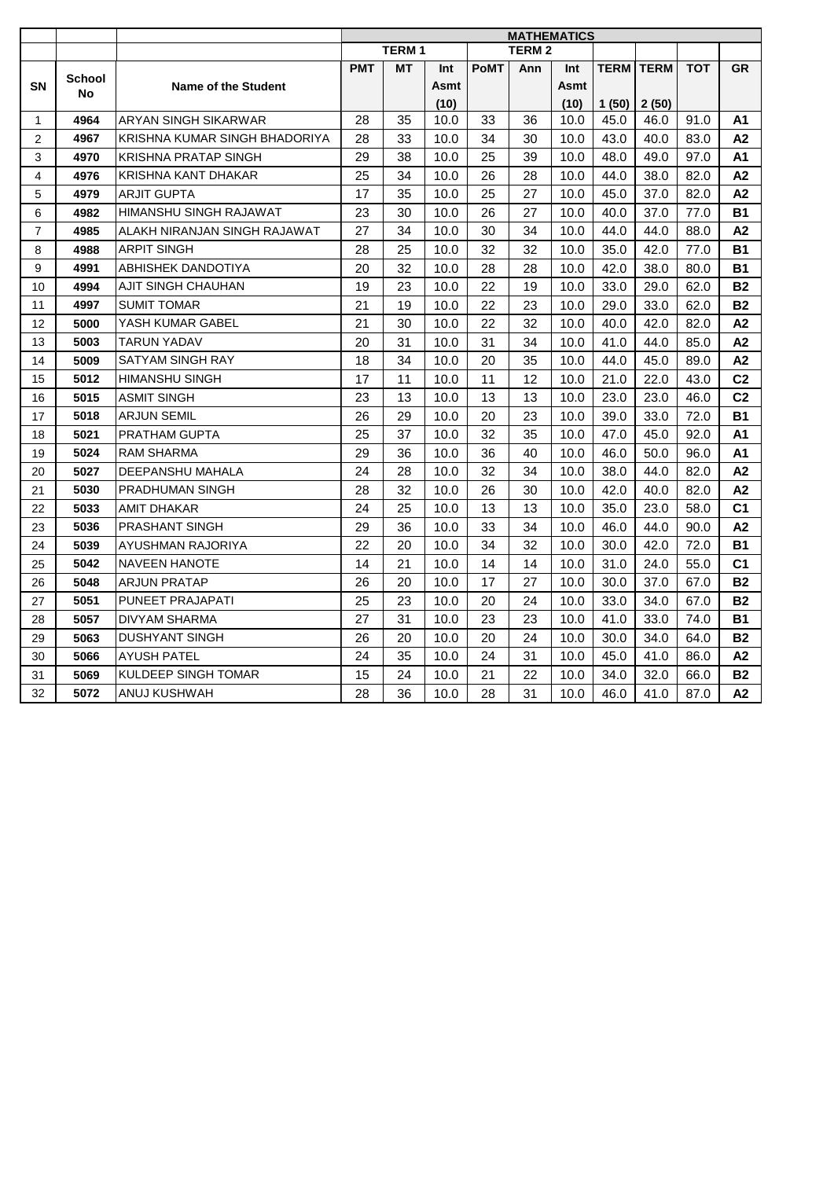| | | | MATHEMATICS | | | | | | | | | |
|---|---|---|---|---|---|---|---|---|---|---|---|---|
| | | | TERM 1 | | | TERM 2 | | | | | | |
| SN | School No | Name of the Student | PMT | MT | Int Asmt (10) | PoMT | Ann | Int Asmt (10) | TERM 1 (50) | TERM 2 (50) | TOT | GR |
| 1 | **4964** | ARYAN SINGH SIKARWAR | 28 | 35 | 10.0 | 33 | 36 | 10.0 | 45.0 | 46.0 | 91.0 | **A1** |
| 2 | **4967** | KRISHNA KUMAR SINGH BHADORIYA | 28 | 33 | 10.0 | 34 | 30 | 10.0 | 43.0 | 40.0 | 83.0 | **A2** |
| 3 | **4970** | KRISHNA PRATAP SINGH | 29 | 38 | 10.0 | 25 | 39 | 10.0 | 48.0 | 49.0 | 97.0 | **A1** |
| 4 | **4976** | KRISHNA KANT DHAKAR | 25 | 34 | 10.0 | 26 | 28 | 10.0 | 44.0 | 38.0 | 82.0 | **A2** |
| 5 | **4979** | ARJIT GUPTA | 17 | 35 | 10.0 | 25 | 27 | 10.0 | 45.0 | 37.0 | 82.0 | **A2** |
| 6 | **4982** | HIMANSHU SINGH RAJAWAT | 23 | 30 | 10.0 | 26 | 27 | 10.0 | 40.0 | 37.0 | 77.0 | **B1** |
| 7 | **4985** | ALAKH NIRANJAN SINGH RAJAWAT | 27 | 34 | 10.0 | 30 | 34 | 10.0 | 44.0 | 44.0 | 88.0 | **A2** |
| 8 | **4988** | ARPIT SINGH | 28 | 25 | 10.0 | 32 | 32 | 10.0 | 35.0 | 42.0 | 77.0 | **B1** |
| 9 | **4991** | ABHISHEK DANDOTIYA | 20 | 32 | 10.0 | 28 | 28 | 10.0 | 42.0 | 38.0 | 80.0 | **B1** |
| 10 | **4994** | AJIT SINGH CHAUHAN | 19 | 23 | 10.0 | 22 | 19 | 10.0 | 33.0 | 29.0 | 62.0 | **B2** |
| 11 | **4997** | SUMIT TOMAR | 21 | 19 | 10.0 | 22 | 23 | 10.0 | 29.0 | 33.0 | 62.0 | **B2** |
| 12 | **5000** | YASH KUMAR GABEL | 21 | 30 | 10.0 | 22 | 32 | 10.0 | 40.0 | 42.0 | 82.0 | **A2** |
| 13 | **5003** | TARUN YADAV | 20 | 31 | 10.0 | 31 | 34 | 10.0 | 41.0 | 44.0 | 85.0 | **A2** |
| 14 | **5009** | SATYAM SINGH RAY | 18 | 34 | 10.0 | 20 | 35 | 10.0 | 44.0 | 45.0 | 89.0 | **A2** |
| 15 | **5012** | HIMANSHU SINGH | 17 | 11 | 10.0 | 11 | 12 | 10.0 | 21.0 | 22.0 | 43.0 | **C2** |
| 16 | **5015** | ASMIT SINGH | 23 | 13 | 10.0 | 13 | 13 | 10.0 | 23.0 | 23.0 | 46.0 | **C2** |
| 17 | **5018** | ARJUN SEMIL | 26 | 29 | 10.0 | 20 | 23 | 10.0 | 39.0 | 33.0 | 72.0 | **B1** |
| 18 | **5021** | PRATHAM GUPTA | 25 | 37 | 10.0 | 32 | 35 | 10.0 | 47.0 | 45.0 | 92.0 | **A1** |
| 19 | **5024** | RAM SHARMA | 29 | 36 | 10.0 | 36 | 40 | 10.0 | 46.0 | 50.0 | 96.0 | **A1** |
| 20 | **5027** | DEEPANSHU MAHALA | 24 | 28 | 10.0 | 32 | 34 | 10.0 | 38.0 | 44.0 | 82.0 | **A2** |
| 21 | **5030** | PRADHUMAN SINGH | 28 | 32 | 10.0 | 26 | 30 | 10.0 | 42.0 | 40.0 | 82.0 | **A2** |
| 22 | **5033** | AMIT DHAKAR | 24 | 25 | 10.0 | 13 | 13 | 10.0 | 35.0 | 23.0 | 58.0 | **C1** |
| 23 | **5036** | PRASHANT SINGH | 29 | 36 | 10.0 | 33 | 34 | 10.0 | 46.0 | 44.0 | 90.0 | **A2** |
| 24 | **5039** | AYUSHMAN RAJORIYA | 22 | 20 | 10.0 | 34 | 32 | 10.0 | 30.0 | 42.0 | 72.0 | **B1** |
| 25 | **5042** | NAVEEN HANOTE | 14 | 21 | 10.0 | 14 | 14 | 10.0 | 31.0 | 24.0 | 55.0 | **C1** |
| 26 | **5048** | ARJUN PRATAP | 26 | 20 | 10.0 | 17 | 27 | 10.0 | 30.0 | 37.0 | 67.0 | **B2** |
| 27 | **5051** | PUNEET PRAJAPATI | 25 | 23 | 10.0 | 20 | 24 | 10.0 | 33.0 | 34.0 | 67.0 | **B2** |
| 28 | **5057** | DIVYAM SHARMA | 27 | 31 | 10.0 | 23 | 23 | 10.0 | 41.0 | 33.0 | 74.0 | **B1** |
| 29 | **5063** | DUSHYANT SINGH | 26 | 20 | 10.0 | 20 | 24 | 10.0 | 30.0 | 34.0 | 64.0 | **B2** |
| 30 | **5066** | AYUSH PATEL | 24 | 35 | 10.0 | 24 | 31 | 10.0 | 45.0 | 41.0 | 86.0 | **A2** |
| 31 | **5069** | KULDEEP SINGH TOMAR | 15 | 24 | 10.0 | 21 | 22 | 10.0 | 34.0 | 32.0 | 66.0 | **B2** |
| 32 | **5072** | ANUJ KUSHWAH | 28 | 36 | 10.0 | 28 | 31 | 10.0 | 46.0 | 41.0 | 87.0 | **A2** |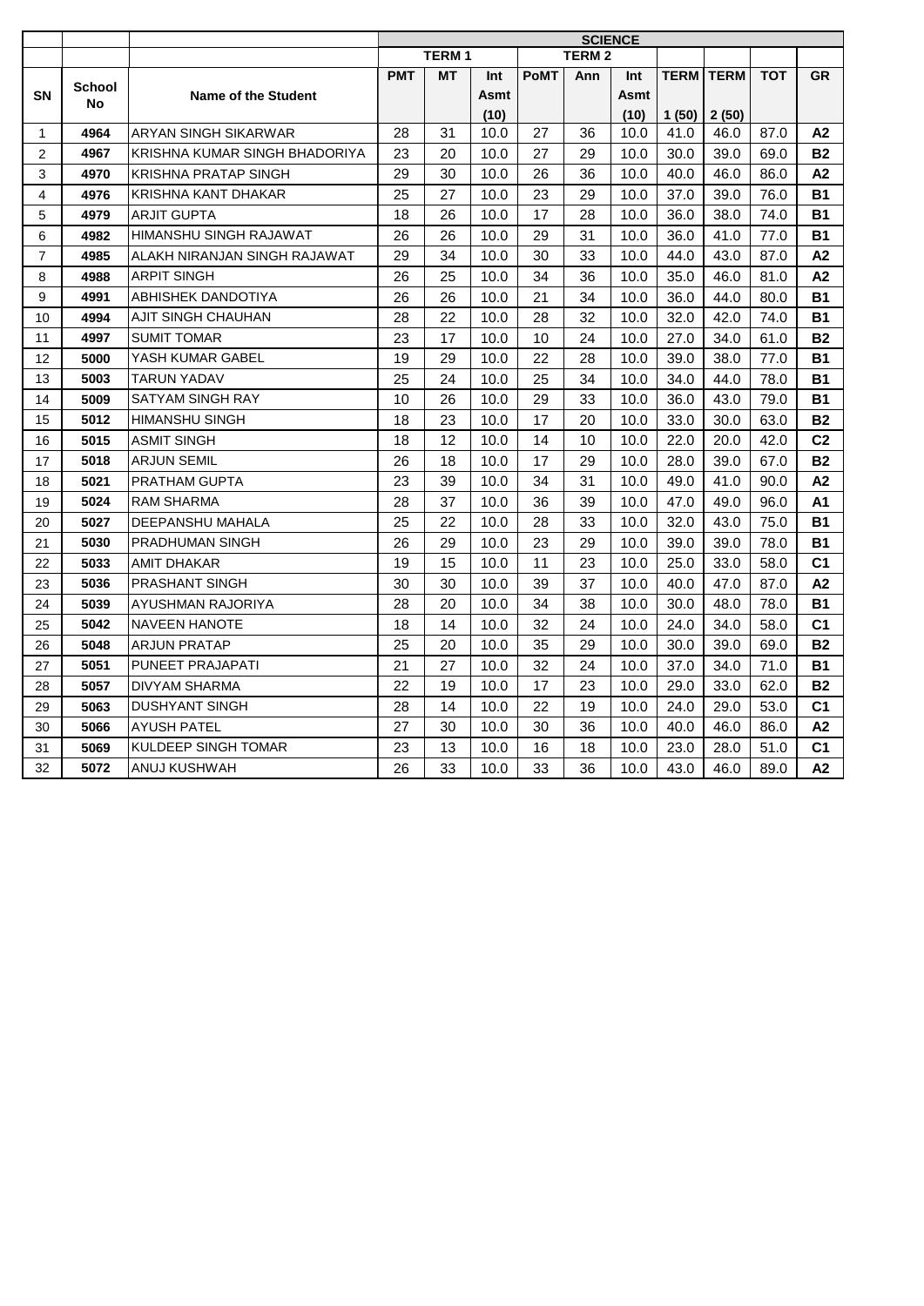| | | | SCIENCE | | | | | | | | | |
|---|---|---|---|---|---|---|---|---|---|---|---|---|
| | | | TERM 1 | | | TERM 2 | | | | | | |
| SN | School No | Name of the Student | PMT | MT | Int Asmt (10) | PoMT | Ann | Int Asmt (10) | TERM 1 (50) | TERM 2 (50) | TOT | GR |
| 1 | **4964** | ARYAN SINGH SIKARWAR | 28 | 31 | 10.0 | 27 | 36 | 10.0 | 41.0 | 46.0 | 87.0 | **A2** |
| 2 | **4967** | KRISHNA KUMAR SINGH BHADORIYA | 23 | 20 | 10.0 | 27 | 29 | 10.0 | 30.0 | 39.0 | 69.0 | **B2** |
| 3 | **4970** | KRISHNA PRATAP SINGH | 29 | 30 | 10.0 | 26 | 36 | 10.0 | 40.0 | 46.0 | 86.0 | **A2** |
| 4 | **4976** | KRISHNA KANT DHAKAR | 25 | 27 | 10.0 | 23 | 29 | 10.0 | 37.0 | 39.0 | 76.0 | **B1** |
| 5 | **4979** | ARJIT GUPTA | 18 | 26 | 10.0 | 17 | 28 | 10.0 | 36.0 | 38.0 | 74.0 | **B1** |
| 6 | **4982** | HIMANSHU SINGH RAJAWAT | 26 | 26 | 10.0 | 29 | 31 | 10.0 | 36.0 | 41.0 | 77.0 | **B1** |
| 7 | **4985** | ALAKH NIRANJAN SINGH RAJAWAT | 29 | 34 | 10.0 | 30 | 33 | 10.0 | 44.0 | 43.0 | 87.0 | **A2** |
| 8 | **4988** | ARPIT SINGH | 26 | 25 | 10.0 | 34 | 36 | 10.0 | 35.0 | 46.0 | 81.0 | **A2** |
| 9 | **4991** | ABHISHEK DANDOTIYA | 26 | 26 | 10.0 | 21 | 34 | 10.0 | 36.0 | 44.0 | 80.0 | **B1** |
| 10 | **4994** | AJIT SINGH CHAUHAN | 28 | 22 | 10.0 | 28 | 32 | 10.0 | 32.0 | 42.0 | 74.0 | **B1** |
| 11 | **4997** | SUMIT TOMAR | 23 | 17 | 10.0 | 10 | 24 | 10.0 | 27.0 | 34.0 | 61.0 | **B2** |
| 12 | **5000** | YASH KUMAR GABEL | 19 | 29 | 10.0 | 22 | 28 | 10.0 | 39.0 | 38.0 | 77.0 | **B1** |
| 13 | **5003** | TARUN YADAV | 25 | 24 | 10.0 | 25 | 34 | 10.0 | 34.0 | 44.0 | 78.0 | **B1** |
| 14 | **5009** | SATYAM SINGH RAY | 10 | 26 | 10.0 | 29 | 33 | 10.0 | 36.0 | 43.0 | 79.0 | **B1** |
| 15 | **5012** | HIMANSHU SINGH | 18 | 23 | 10.0 | 17 | 20 | 10.0 | 33.0 | 30.0 | 63.0 | **B2** |
| 16 | **5015** | ASMIT SINGH | 18 | 12 | 10.0 | 14 | 10 | 10.0 | 22.0 | 20.0 | 42.0 | **C2** |
| 17 | **5018** | ARJUN SEMIL | 26 | 18 | 10.0 | 17 | 29 | 10.0 | 28.0 | 39.0 | 67.0 | **B2** |
| 18 | **5021** | PRATHAM GUPTA | 23 | 39 | 10.0 | 34 | 31 | 10.0 | 49.0 | 41.0 | 90.0 | **A2** |
| 19 | **5024** | RAM SHARMA | 28 | 37 | 10.0 | 36 | 39 | 10.0 | 47.0 | 49.0 | 96.0 | **A1** |
| 20 | **5027** | DEEPANSHU MAHALA | 25 | 22 | 10.0 | 28 | 33 | 10.0 | 32.0 | 43.0 | 75.0 | **B1** |
| 21 | **5030** | PRADHUMAN SINGH | 26 | 29 | 10.0 | 23 | 29 | 10.0 | 39.0 | 39.0 | 78.0 | **B1** |
| 22 | **5033** | AMIT DHAKAR | 19 | 15 | 10.0 | 11 | 23 | 10.0 | 25.0 | 33.0 | 58.0 | **C1** |
| 23 | **5036** | PRASHANT SINGH | 30 | 30 | 10.0 | 39 | 37 | 10.0 | 40.0 | 47.0 | 87.0 | **A2** |
| 24 | **5039** | AYUSHMAN RAJORIYA | 28 | 20 | 10.0 | 34 | 38 | 10.0 | 30.0 | 48.0 | 78.0 | **B1** |
| 25 | **5042** | NAVEEN HANOTE | 18 | 14 | 10.0 | 32 | 24 | 10.0 | 24.0 | 34.0 | 58.0 | **C1** |
| 26 | **5048** | ARJUN PRATAP | 25 | 20 | 10.0 | 35 | 29 | 10.0 | 30.0 | 39.0 | 69.0 | **B2** |
| 27 | **5051** | PUNEET PRAJAPATI | 21 | 27 | 10.0 | 32 | 24 | 10.0 | 37.0 | 34.0 | 71.0 | **B1** |
| 28 | **5057** | DIVYAM SHARMA | 22 | 19 | 10.0 | 17 | 23 | 10.0 | 29.0 | 33.0 | 62.0 | **B2** |
| 29 | **5063** | DUSHYANT SINGH | 28 | 14 | 10.0 | 22 | 19 | 10.0 | 24.0 | 29.0 | 53.0 | **C1** |
| 30 | **5066** | AYUSH PATEL | 27 | 30 | 10.0 | 30 | 36 | 10.0 | 40.0 | 46.0 | 86.0 | **A2** |
| 31 | **5069** | KULDEEP SINGH TOMAR | 23 | 13 | 10.0 | 16 | 18 | 10.0 | 23.0 | 28.0 | 51.0 | **C1** |
| 32 | **5072** | ANUJ KUSHWAH | 26 | 33 | 10.0 | 33 | 36 | 10.0 | 43.0 | 46.0 | 89.0 | **A2** |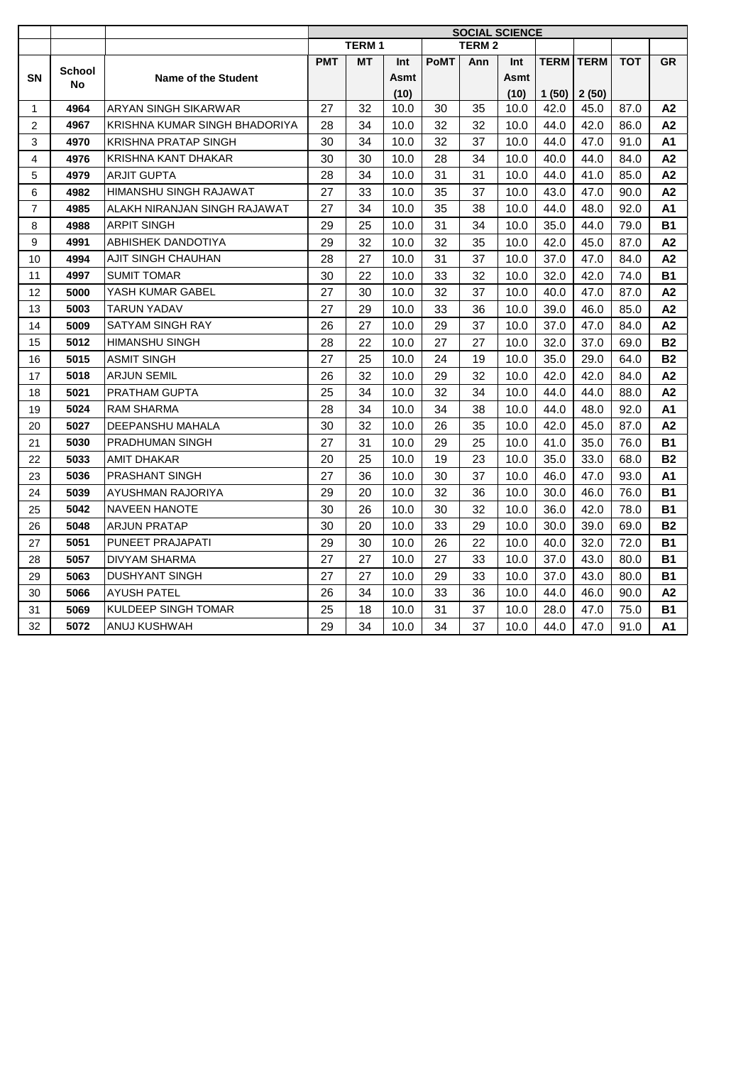| | | | SOCIAL SCIENCE | | | | | | | | | |
|---|---|---|---|---|---|---|---|---|---|---|---|---|
| | | | TERM 1 | | | TERM 2 | | | | | | |
| SN | School No | Name of the Student | PMT | MT | Int Asmt (10) | PoMT | Ann | Int Asmt (10) | TERM 1 (50) | TERM 2 (50) | TOT | GR |
| 1 | 4964 | ARYAN SINGH SIKARWAR | 27 | 32 | 10.0 | 30 | 35 | 10.0 | 42.0 | 45.0 | 87.0 | A2 |
| 2 | 4967 | KRISHNA KUMAR SINGH BHADORIYA | 28 | 34 | 10.0 | 32 | 32 | 10.0 | 44.0 | 42.0 | 86.0 | A2 |
| 3 | 4970 | KRISHNA PRATAP SINGH | 30 | 34 | 10.0 | 32 | 37 | 10.0 | 44.0 | 47.0 | 91.0 | A1 |
| 4 | 4976 | KRISHNA KANT DHAKAR | 30 | 30 | 10.0 | 28 | 34 | 10.0 | 40.0 | 44.0 | 84.0 | A2 |
| 5 | 4979 | ARJIT GUPTA | 28 | 34 | 10.0 | 31 | 31 | 10.0 | 44.0 | 41.0 | 85.0 | A2 |
| 6 | 4982 | HIMANSHU SINGH RAJAWAT | 27 | 33 | 10.0 | 35 | 37 | 10.0 | 43.0 | 47.0 | 90.0 | A2 |
| 7 | 4985 | ALAKH NIRANJAN SINGH RAJAWAT | 27 | 34 | 10.0 | 35 | 38 | 10.0 | 44.0 | 48.0 | 92.0 | A1 |
| 8 | 4988 | ARPIT SINGH | 29 | 25 | 10.0 | 31 | 34 | 10.0 | 35.0 | 44.0 | 79.0 | B1 |
| 9 | 4991 | ABHISHEK DANDOTIYA | 29 | 32 | 10.0 | 32 | 35 | 10.0 | 42.0 | 45.0 | 87.0 | A2 |
| 10 | 4994 | AJIT SINGH CHAUHAN | 28 | 27 | 10.0 | 31 | 37 | 10.0 | 37.0 | 47.0 | 84.0 | A2 |
| 11 | 4997 | SUMIT TOMAR | 30 | 22 | 10.0 | 33 | 32 | 10.0 | 32.0 | 42.0 | 74.0 | B1 |
| 12 | 5000 | YASH KUMAR GABEL | 27 | 30 | 10.0 | 32 | 37 | 10.0 | 40.0 | 47.0 | 87.0 | A2 |
| 13 | 5003 | TARUN YADAV | 27 | 29 | 10.0 | 33 | 36 | 10.0 | 39.0 | 46.0 | 85.0 | A2 |
| 14 | 5009 | SATYAM SINGH RAY | 26 | 27 | 10.0 | 29 | 37 | 10.0 | 37.0 | 47.0 | 84.0 | A2 |
| 15 | 5012 | HIMANSHU SINGH | 28 | 22 | 10.0 | 27 | 27 | 10.0 | 32.0 | 37.0 | 69.0 | B2 |
| 16 | 5015 | ASMIT SINGH | 27 | 25 | 10.0 | 24 | 19 | 10.0 | 35.0 | 29.0 | 64.0 | B2 |
| 17 | 5018 | ARJUN SEMIL | 26 | 32 | 10.0 | 29 | 32 | 10.0 | 42.0 | 42.0 | 84.0 | A2 |
| 18 | 5021 | PRATHAM GUPTA | 25 | 34 | 10.0 | 32 | 34 | 10.0 | 44.0 | 44.0 | 88.0 | A2 |
| 19 | 5024 | RAM SHARMA | 28 | 34 | 10.0 | 34 | 38 | 10.0 | 44.0 | 48.0 | 92.0 | A1 |
| 20 | 5027 | DEEPANSHU MAHALA | 30 | 32 | 10.0 | 26 | 35 | 10.0 | 42.0 | 45.0 | 87.0 | A2 |
| 21 | 5030 | PRADHUMAN SINGH | 27 | 31 | 10.0 | 29 | 25 | 10.0 | 41.0 | 35.0 | 76.0 | B1 |
| 22 | 5033 | AMIT DHAKAR | 20 | 25 | 10.0 | 19 | 23 | 10.0 | 35.0 | 33.0 | 68.0 | B2 |
| 23 | 5036 | PRASHANT SINGH | 27 | 36 | 10.0 | 30 | 37 | 10.0 | 46.0 | 47.0 | 93.0 | A1 |
| 24 | 5039 | AYUSHMAN RAJORIYA | 29 | 20 | 10.0 | 32 | 36 | 10.0 | 30.0 | 46.0 | 76.0 | B1 |
| 25 | 5042 | NAVEEN HANOTE | 30 | 26 | 10.0 | 30 | 32 | 10.0 | 36.0 | 42.0 | 78.0 | B1 |
| 26 | 5048 | ARJUN PRATAP | 30 | 20 | 10.0 | 33 | 29 | 10.0 | 30.0 | 39.0 | 69.0 | B2 |
| 27 | 5051 | PUNEET PRAJAPATI | 29 | 30 | 10.0 | 26 | 22 | 10.0 | 40.0 | 32.0 | 72.0 | B1 |
| 28 | 5057 | DIVYAM SHARMA | 27 | 27 | 10.0 | 27 | 33 | 10.0 | 37.0 | 43.0 | 80.0 | B1 |
| 29 | 5063 | DUSHYANT SINGH | 27 | 27 | 10.0 | 29 | 33 | 10.0 | 37.0 | 43.0 | 80.0 | B1 |
| 30 | 5066 | AYUSH PATEL | 26 | 34 | 10.0 | 33 | 36 | 10.0 | 44.0 | 46.0 | 90.0 | A2 |
| 31 | 5069 | KULDEEP SINGH TOMAR | 25 | 18 | 10.0 | 31 | 37 | 10.0 | 28.0 | 47.0 | 75.0 | B1 |
| 32 | 5072 | ANUJ KUSHWAH | 29 | 34 | 10.0 | 34 | 37 | 10.0 | 44.0 | 47.0 | 91.0 | A1 |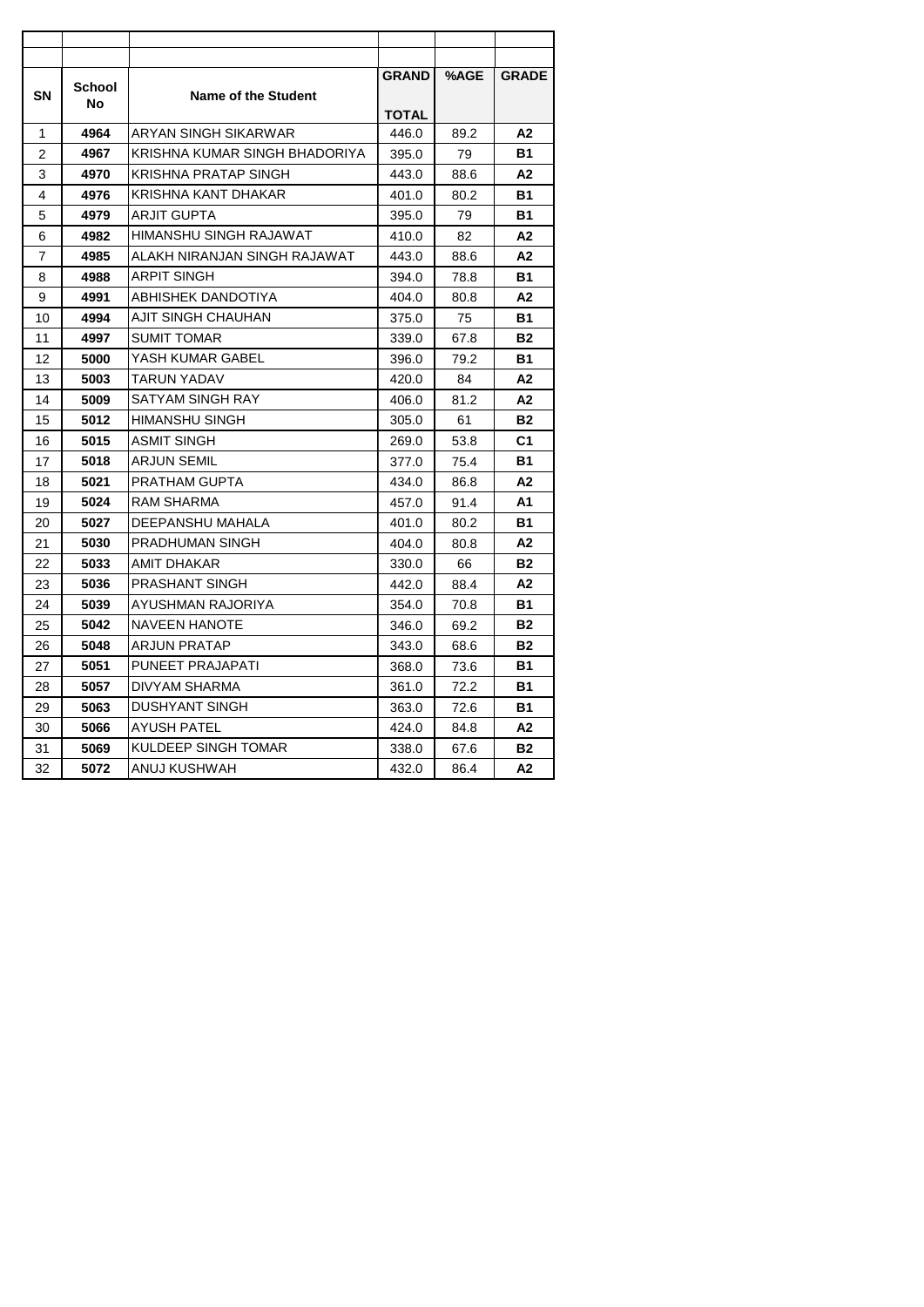| SN | School No | Name of the Student | GRAND TOTAL | %AGE | GRADE |
|---|---|---|---|---|---|
| 1 | 4964 | ARYAN SINGH SIKARWAR | 446.0 | 89.2 | A2 |
| 2 | 4967 | KRISHNA KUMAR SINGH BHADORIYA | 395.0 | 79 | B1 |
| 3 | 4970 | KRISHNA PRATAP SINGH | 443.0 | 88.6 | A2 |
| 4 | 4976 | KRISHNA KANT DHAKAR | 401.0 | 80.2 | B1 |
| 5 | 4979 | ARJIT GUPTA | 395.0 | 79 | B1 |
| 6 | 4982 | HIMANSHU SINGH RAJAWAT | 410.0 | 82 | A2 |
| 7 | 4985 | ALAKH NIRANJAN SINGH RAJAWAT | 443.0 | 88.6 | A2 |
| 8 | 4988 | ARPIT SINGH | 394.0 | 78.8 | B1 |
| 9 | 4991 | ABHISHEK DANDOTIYA | 404.0 | 80.8 | A2 |
| 10 | 4994 | AJIT SINGH CHAUHAN | 375.0 | 75 | B1 |
| 11 | 4997 | SUMIT TOMAR | 339.0 | 67.8 | B2 |
| 12 | 5000 | YASH KUMAR GABEL | 396.0 | 79.2 | B1 |
| 13 | 5003 | TARUN YADAV | 420.0 | 84 | A2 |
| 14 | 5009 | SATYAM SINGH RAY | 406.0 | 81.2 | A2 |
| 15 | 5012 | HIMANSHU SINGH | 305.0 | 61 | B2 |
| 16 | 5015 | ASMIT SINGH | 269.0 | 53.8 | C1 |
| 17 | 5018 | ARJUN SEMIL | 377.0 | 75.4 | B1 |
| 18 | 5021 | PRATHAM GUPTA | 434.0 | 86.8 | A2 |
| 19 | 5024 | RAM SHARMA | 457.0 | 91.4 | A1 |
| 20 | 5027 | DEEPANSHU MAHALA | 401.0 | 80.2 | B1 |
| 21 | 5030 | PRADHUMAN SINGH | 404.0 | 80.8 | A2 |
| 22 | 5033 | AMIT DHAKAR | 330.0 | 66 | B2 |
| 23 | 5036 | PRASHANT SINGH | 442.0 | 88.4 | A2 |
| 24 | 5039 | AYUSHMAN RAJORIYA | 354.0 | 70.8 | B1 |
| 25 | 5042 | NAVEEN HANOTE | 346.0 | 69.2 | B2 |
| 26 | 5048 | ARJUN PRATAP | 343.0 | 68.6 | B2 |
| 27 | 5051 | PUNEET PRAJAPATI | 368.0 | 73.6 | B1 |
| 28 | 5057 | DIVYAM SHARMA | 361.0 | 72.2 | B1 |
| 29 | 5063 | DUSHYANT SINGH | 363.0 | 72.6 | B1 |
| 30 | 5066 | AYUSH PATEL | 424.0 | 84.8 | A2 |
| 31 | 5069 | KULDEEP SINGH TOMAR | 338.0 | 67.6 | B2 |
| 32 | 5072 | ANUJ KUSHWAH | 432.0 | 86.4 | A2 |